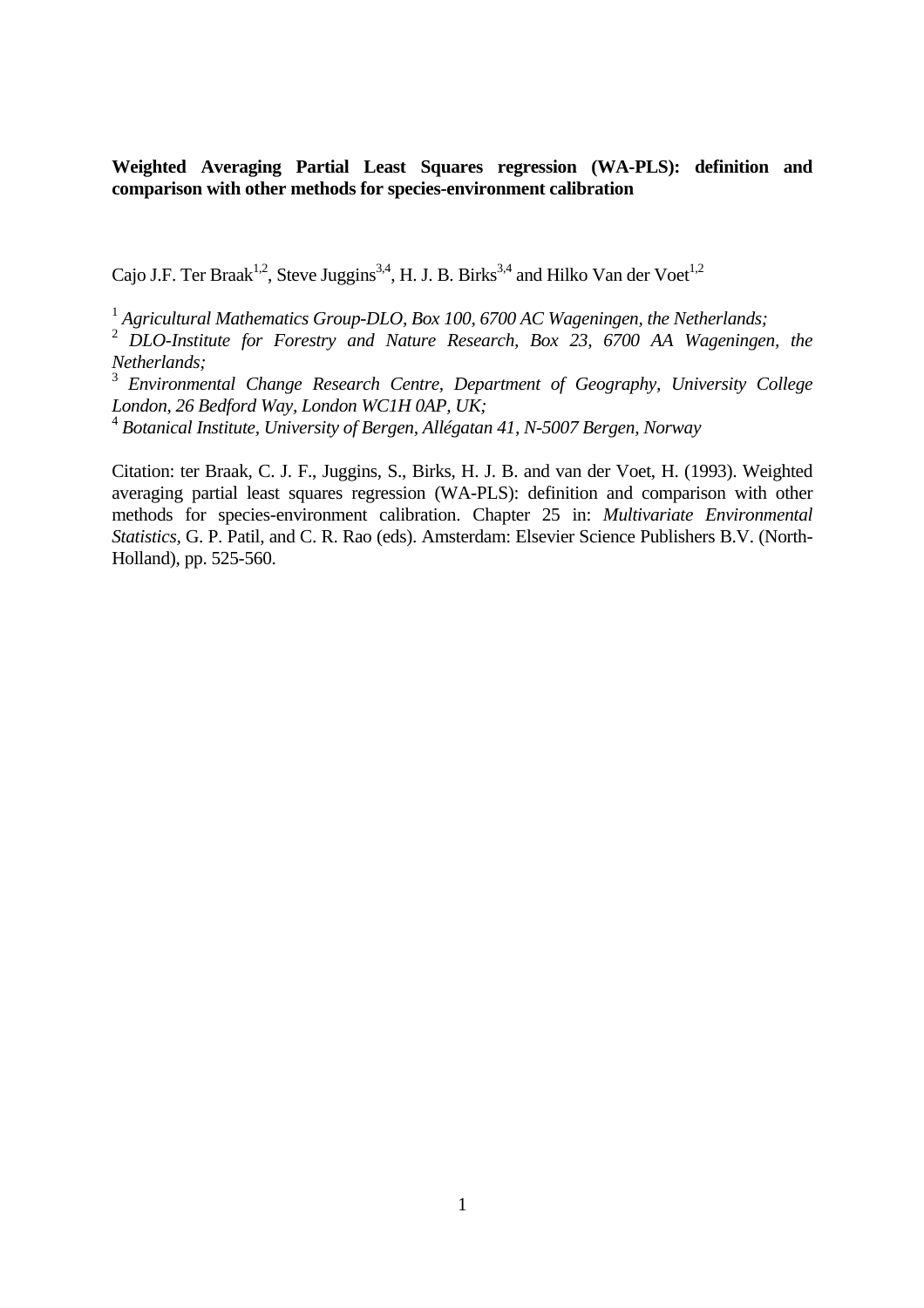**Weighted Averaging Partial Least Squares regression (WA-PLS): definition and comparison with other methods for species-environment calibration**

Cajo J.F. Ter Braak[1,2], Steve Juggins[3,4], H. J. B. Birks[3,4] and Hilko Van der Voet[1,2]

[1] *Agricultural Mathematics Group-DLO, Box 100, 6700 AC Wageningen, the Netherlands;*
[2] *DLO-Institute for Forestry and Nature Research, Box 23, 6700 AA Wageningen, the Netherlands;*
[3] *Environmental Change Research Centre, Department of Geography, University College London, 26 Bedford Way, London WC1H 0AP, UK;*
[4] *Botanical Institute, University of Bergen, Allégatan 41, N-5007 Bergen, Norway*

Citation: ter Braak, C. J. F., Juggins, S., Birks, H. J. B. and van der Voet, H. (1993). Weighted averaging partial least squares regression (WA-PLS): definition and comparison with other methods for species-environment calibration. Chapter 25 in: *Multivariate Environmental Statistics,* G. P. Patil, and C. R. Rao (eds). Amsterdam: Elsevier Science Publishers B.V. (North-Holland), pp. 525-560.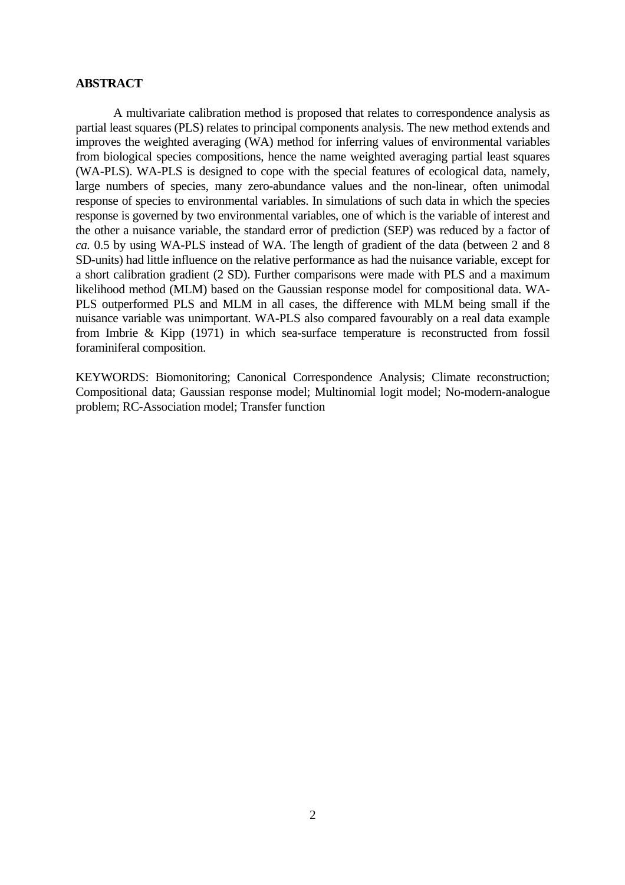**ABSTRACT**

A multivariate calibration method is proposed that relates to correspondence analysis as partial least squares (PLS) relates to principal components analysis. The new method extends and improves the weighted averaging (WA) method for inferring values of environmental variables from biological species compositions, hence the name weighted averaging partial least squares (WA-PLS). WA-PLS is designed to cope with the special features of ecological data, namely, large numbers of species, many zero-abundance values and the non-linear, often unimodal response of species to environmental variables. In simulations of such data in which the species response is governed by two environmental variables, one of which is the variable of interest and the other a nuisance variable, the standard error of prediction (SEP) was reduced by a factor of *ca.* 0.5 by using WA-PLS instead of WA. The length of gradient of the data (between 2 and 8 SD-units) had little influence on the relative performance as had the nuisance variable, except for a short calibration gradient (2 SD). Further comparisons were made with PLS and a maximum likelihood method (MLM) based on the Gaussian response model for compositional data. WA-PLS outperformed PLS and MLM in all cases, the difference with MLM being small if the nuisance variable was unimportant. WA-PLS also compared favourably on a real data example from Imbrie & Kipp (1971) in which sea-surface temperature is reconstructed from fossil foraminiferal composition.

KEYWORDS: Biomonitoring; Canonical Correspondence Analysis; Climate reconstruction; Compositional data; Gaussian response model; Multinomial logit model; No-modern-analogue problem; RC-Association model; Transfer function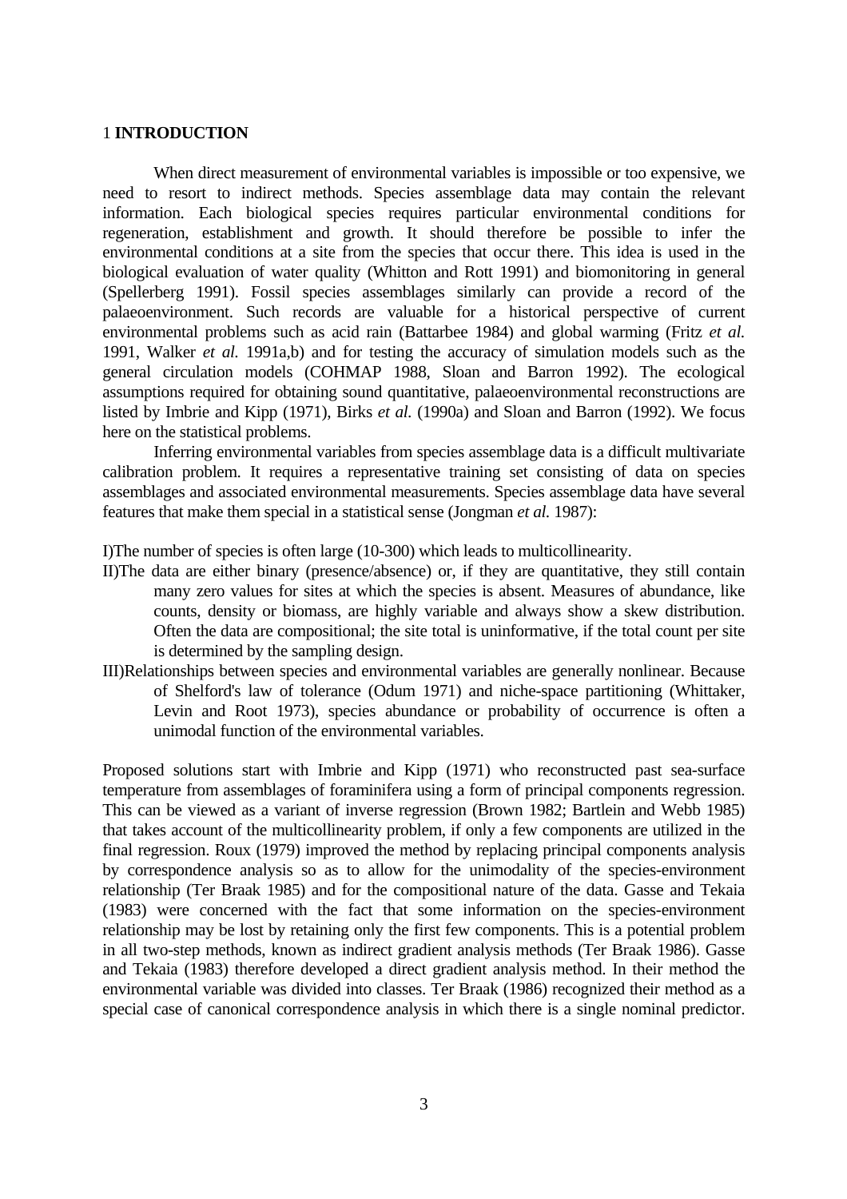# 1 **INTRODUCTION**

When direct measurement of environmental variables is impossible or too expensive, we need to resort to indirect methods. Species assemblage data may contain the relevant information. Each biological species requires particular environmental conditions for regeneration, establishment and growth. It should therefore be possible to infer the environmental conditions at a site from the species that occur there. This idea is used in the biological evaluation of water quality (Whitton and Rott 1991) and biomonitoring in general (Spellerberg 1991). Fossil species assemblages similarly can provide a record of the palaeoenvironment. Such records are valuable for a historical perspective of current environmental problems such as acid rain (Battarbee 1984) and global warming (Fritz *et al.* 1991, Walker *et al.* 1991a,b) and for testing the accuracy of simulation models such as the general circulation models (COHMAP 1988, Sloan and Barron 1992). The ecological assumptions required for obtaining sound quantitative, palaeoenvironmental reconstructions are listed by Imbrie and Kipp (1971), Birks *et al.* (1990a) and Sloan and Barron (1992). We focus here on the statistical problems.

Inferring environmental variables from species assemblage data is a difficult multivariate calibration problem. It requires a representative training set consisting of data on species assemblages and associated environmental measurements. Species assemblage data have several features that make them special in a statistical sense (Jongman *et al.* 1987):

I) The number of species is often large (10-300) which leads to multicollinearity.

II) The data are either binary (presence/absence) or, if they are quantitative, they still contain many zero values for sites at which the species is absent. Measures of abundance, like counts, density or biomass, are highly variable and always show a skew distribution. Often the data are compositional; the site total is uninformative, if the total count per site is determined by the sampling design.

III) Relationships between species and environmental variables are generally nonlinear. Because of Shelford's law of tolerance (Odum 1971) and niche-space partitioning (Whittaker, Levin and Root 1973), species abundance or probability of occurrence is often a unimodal function of the environmental variables.

Proposed solutions start with Imbrie and Kipp (1971) who reconstructed past sea-surface temperature from assemblages of foraminifera using a form of principal components regression. This can be viewed as a variant of inverse regression (Brown 1982; Bartlein and Webb 1985) that takes account of the multicollinearity problem, if only a few components are utilized in the final regression. Roux (1979) improved the method by replacing principal components analysis by correspondence analysis so as to allow for the unimodality of the species-environment relationship (Ter Braak 1985) and for the compositional nature of the data. Gasse and Tekaia (1983) were concerned with the fact that some information on the species-environment relationship may be lost by retaining only the first few components. This is a potential problem in all two-step methods, known as indirect gradient analysis methods (Ter Braak 1986). Gasse and Tekaia (1983) therefore developed a direct gradient analysis method. In their method the environmental variable was divided into classes. Ter Braak (1986) recognized their method as a special case of canonical correspondence analysis in which there is a single nominal predictor.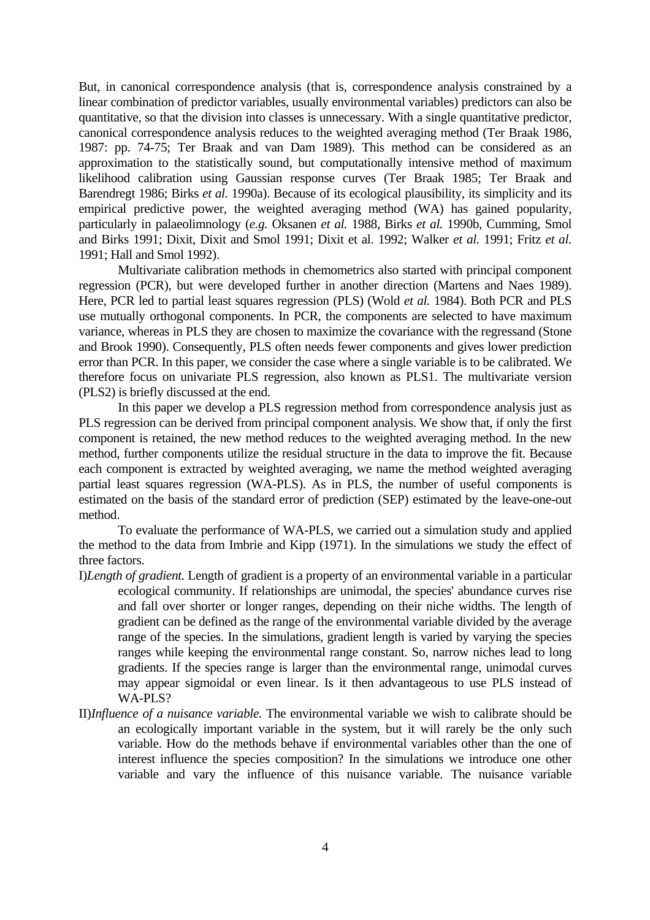But, in canonical correspondence analysis (that is, correspondence analysis constrained by a linear combination of predictor variables, usually environmental variables) predictors can also be quantitative, so that the division into classes is unnecessary. With a single quantitative predictor, canonical correspondence analysis reduces to the weighted averaging method (Ter Braak 1986, 1987: pp. 74-75; Ter Braak and van Dam 1989). This method can be considered as an approximation to the statistically sound, but computationally intensive method of maximum likelihood calibration using Gaussian response curves (Ter Braak 1985; Ter Braak and Barendregt 1986; Birks *et al.* 1990a). Because of its ecological plausibility, its simplicity and its empirical predictive power, the weighted averaging method (WA) has gained popularity, particularly in palaeolimnology (*e.g.* Oksanen *et al.* 1988, Birks *et al.* 1990b, Cumming, Smol and Birks 1991; Dixit, Dixit and Smol 1991; Dixit et al. 1992; Walker *et al.* 1991; Fritz *et al.* 1991; Hall and Smol 1992).

Multivariate calibration methods in chemometrics also started with principal component regression (PCR), but were developed further in another direction (Martens and Naes 1989). Here, PCR led to partial least squares regression (PLS) (Wold *et al.* 1984). Both PCR and PLS use mutually orthogonal components. In PCR, the components are selected to have maximum variance, whereas in PLS they are chosen to maximize the covariance with the regressand (Stone and Brook 1990). Consequently, PLS often needs fewer components and gives lower prediction error than PCR. In this paper, we consider the case where a single variable is to be calibrated. We therefore focus on univariate PLS regression, also known as PLS1. The multivariate version (PLS2) is briefly discussed at the end.

In this paper we develop a PLS regression method from correspondence analysis just as PLS regression can be derived from principal component analysis. We show that, if only the first component is retained, the new method reduces to the weighted averaging method. In the new method, further components utilize the residual structure in the data to improve the fit. Because each component is extracted by weighted averaging, we name the method weighted averaging partial least squares regression (WA-PLS). As in PLS, the number of useful components is estimated on the basis of the standard error of prediction (SEP) estimated by the leave-one-out method.

To evaluate the performance of WA-PLS, we carried out a simulation study and applied the method to the data from Imbrie and Kipp (1971). In the simulations we study the effect of three factors.

I) *Length of gradient.* Length of gradient is a property of an environmental variable in a particular ecological community. If relationships are unimodal, the species' abundance curves rise and fall over shorter or longer ranges, depending on their niche widths. The length of gradient can be defined as the range of the environmental variable divided by the average range of the species. In the simulations, gradient length is varied by varying the species ranges while keeping the environmental range constant. So, narrow niches lead to long gradients. If the species range is larger than the environmental range, unimodal curves may appear sigmoidal or even linear. Is it then advantageous to use PLS instead of WA-PLS?

II) *Influence of a nuisance variable.* The environmental variable we wish to calibrate should be an ecologically important variable in the system, but it will rarely be the only such variable. How do the methods behave if environmental variables other than the one of interest influence the species composition? In the simulations we introduce one other variable and vary the influence of this nuisance variable. The nuisance variable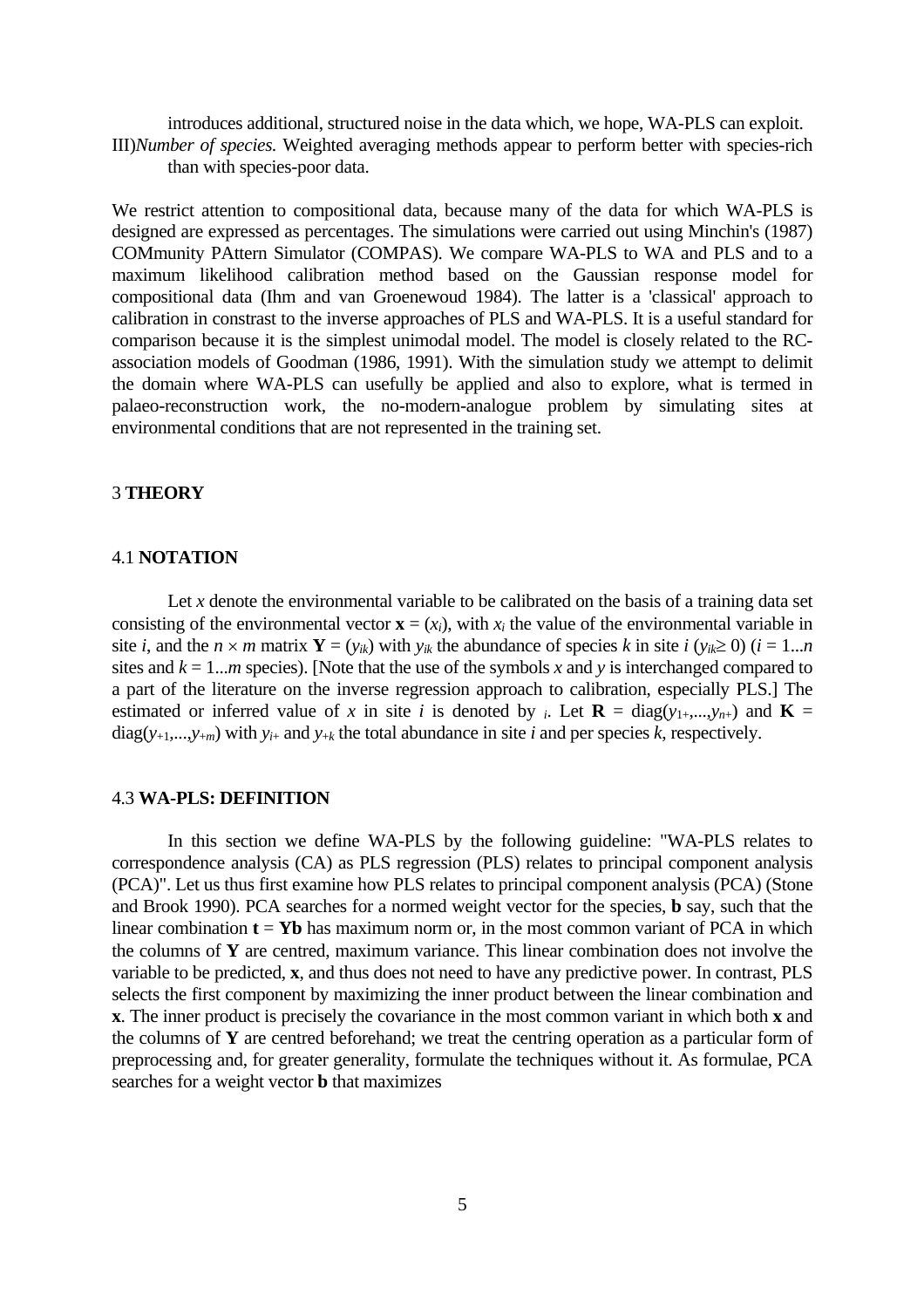introduces additional, structured noise in the data which, we hope, WA-PLS can exploit.

III)*Number of species.* Weighted averaging methods appear to perform better with species-rich than with species-poor data.

We restrict attention to compositional data, because many of the data for which WA-PLS is designed are expressed as percentages. The simulations were carried out using Minchin's (1987) COMmunity PAttern Simulator (COMPAS). We compare WA-PLS to WA and PLS and to a maximum likelihood calibration method based on the Gaussian response model for compositional data (Ihm and van Groenewoud 1984). The latter is a 'classical' approach to calibration in constrast to the inverse approaches of PLS and WA-PLS. It is a useful standard for comparison because it is the simplest unimodal model. The model is closely related to the RC-association models of Goodman (1986, 1991). With the simulation study we attempt to delimit the domain where WA-PLS can usefully be applied and also to explore, what is termed in palaeo-reconstruction work, the no-modern-analogue problem by simulating sites at environmental conditions that are not represented in the training set.

## 3 THEORY

### 4.1 NOTATION

Let $x$ denote the environmental variable to be calibrated on the basis of a training data set consisting of the environmental vector $\mathbf{x} = (x_i)$, with $x_i$ the value of the environmental variable in site $i$, and the $n \times m$ matrix $\mathbf{Y} = (y_{ik})$ with $y_{ik}$ the abundance of species $k$ in site $i$ ($y_{ik} \geq 0$) ($i = 1...n$ sites and $k = 1...m$ species). [Note that the use of the symbols $x$ and $y$ is interchanged compared to a part of the literature on the inverse regression approach to calibration, especially PLS.] The estimated or inferred value of $x$ in site $i$ is denoted by $_i$. Let $\mathbf{R} = \text{diag}(y_{1+},...,y_{n+})$ and $\mathbf{K} = \text{diag}(y_{+1},...,y_{+m})$ with $y_{i+}$ and $y_{+k}$ the total abundance in site $i$ and per species $k$, respectively.

### 4.3 WA-PLS: DEFINITION

In this section we define WA-PLS by the following guideline: "WA-PLS relates to correspondence analysis (CA) as PLS regression (PLS) relates to principal component analysis (PCA)". Let us thus first examine how PLS relates to principal component analysis (PCA) (Stone and Brook 1990). PCA searches for a normed weight vector for the species, $\mathbf{b}$ say, such that the linear combination $\mathbf{t} = \mathbf{Yb}$ has maximum norm or, in the most common variant of PCA in which the columns of $\mathbf{Y}$ are centred, maximum variance. This linear combination does not involve the variable to be predicted, $\mathbf{x}$, and thus does not need to have any predictive power. In contrast, PLS selects the first component by maximizing the inner product between the linear combination and $\mathbf{x}$. The inner product is precisely the covariance in the most common variant in which both $\mathbf{x}$ and the columns of $\mathbf{Y}$ are centred beforehand; we treat the centring operation as a particular form of preprocessing and, for greater generality, formulate the techniques without it. As formulae, PCA searches for a weight vector $\mathbf{b}$ that maximizes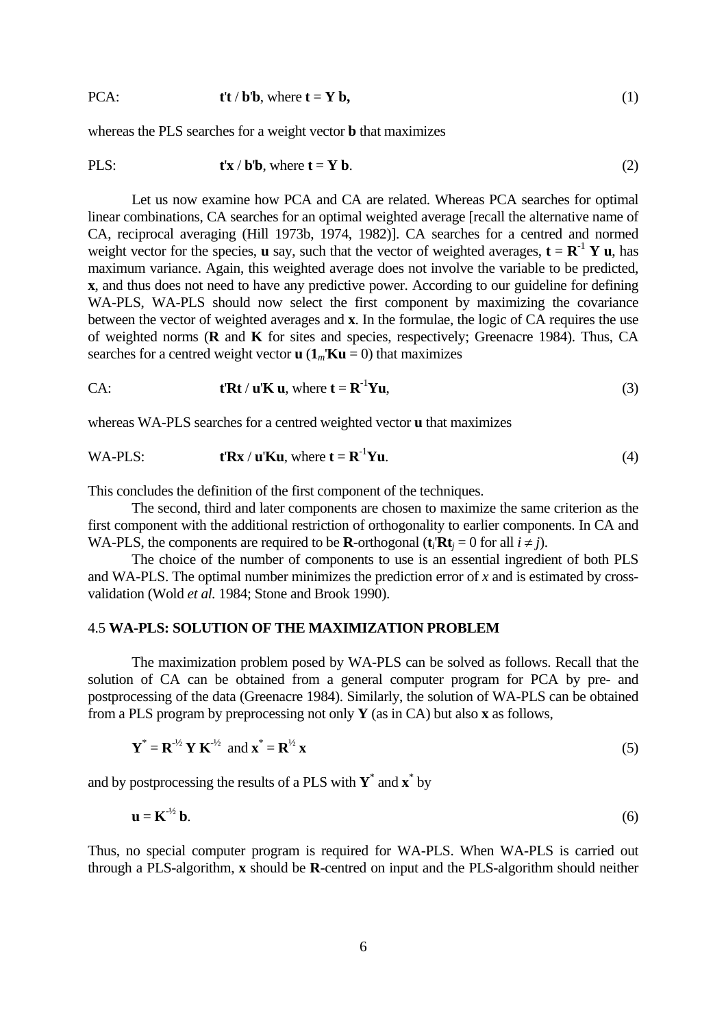PCA: $\mathbf{t'}\mathbf{t} \,/\, \mathbf{b'}\mathbf{b}$, where $\mathbf{t} = \mathbf{Y}\,\mathbf{b},$ (1)

whereas the PLS searches for a weight vector **b** that maximizes

PLS: $\mathbf{t'}\mathbf{x} \,/\, \mathbf{b'}\mathbf{b}$, where $\mathbf{t} = \mathbf{Y}\,\mathbf{b}$. (2)

Let us now examine how PCA and CA are related. Whereas PCA searches for optimal linear combinations, CA searches for an optimal weighted average [recall the alternative name of CA, reciprocal averaging (Hill 1973b, 1974, 1982)]. CA searches for a centred and normed weight vector for the species, **u** say, such that the vector of weighted averages, $\mathbf{t} = \mathbf{R}^{-1}\,\mathbf{Y}\,\mathbf{u}$, has maximum variance. Again, this weighted average does not involve the variable to be predicted, **x**, and thus does not need to have any predictive power. According to our guideline for defining WA-PLS, WA-PLS should now select the first component by maximizing the covariance between the vector of weighted averages and **x**. In the formulae, the logic of CA requires the use of weighted norms (**R** and **K** for sites and species, respectively; Greenacre 1984). Thus, CA searches for a centred weight vector **u** ($\mathbf{1}_m'\mathbf{K}\mathbf{u} = 0$) that maximizes

CA: $\mathbf{t'}\mathbf{R}\mathbf{t} \,/\, \mathbf{u'}\mathbf{K}\,\mathbf{u}$, where $\mathbf{t} = \mathbf{R}^{-1}\mathbf{Y}\mathbf{u}$, (3)

whereas WA-PLS searches for a centred weighted vector **u** that maximizes

WA-PLS: $\mathbf{t'}\mathbf{R}\mathbf{x} \,/\, \mathbf{u'}\mathbf{K}\mathbf{u}$, where $\mathbf{t} = \mathbf{R}^{-1}\mathbf{Y}\mathbf{u}$. (4)

This concludes the definition of the first component of the techniques.

The second, third and later components are chosen to maximize the same criterion as the first component with the additional restriction of orthogonality to earlier components. In CA and WA-PLS, the components are required to be **R**-orthogonal ($\mathbf{t}_i'\mathbf{R}\mathbf{t}_j = 0$ for all $i \neq j$).

The choice of the number of components to use is an essential ingredient of both PLS and WA-PLS. The optimal number minimizes the prediction error of $x$ and is estimated by cross-validation (Wold *et al.* 1984; Stone and Brook 1990).

## 4.5 WA-PLS: SOLUTION OF THE MAXIMIZATION PROBLEM

The maximization problem posed by WA-PLS can be solved as follows. Recall that the solution of CA can be obtained from a general computer program for PCA by pre- and postprocessing of the data (Greenacre 1984). Similarly, the solution of WA-PLS can be obtained from a PLS program by preprocessing not only **Y** (as in CA) but also **x** as follows,

$$\mathbf{Y}^* = \mathbf{R}^{-\frac{1}{2}}\,\mathbf{Y}\,\mathbf{K}^{-\frac{1}{2}} \text{ and } \mathbf{x}^* = \mathbf{R}^{\frac{1}{2}}\,\mathbf{x} \tag{5}$$

and by postprocessing the results of a PLS with $\mathbf{Y}^*$ and $\mathbf{x}^*$ by

$$\mathbf{u} = \mathbf{K}^{-\frac{1}{2}}\,\mathbf{b}. \tag{6}$$

Thus, no special computer program is required for WA-PLS. When WA-PLS is carried out through a PLS-algorithm, **x** should be **R**-centred on input and the PLS-algorithm should neither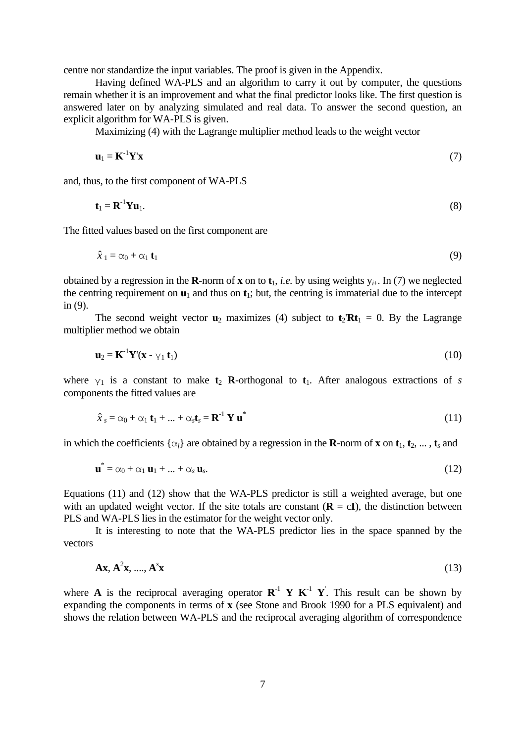centre nor standardize the input variables. The proof is given in the Appendix.

Having defined WA-PLS and an algorithm to carry it out by computer, the questions remain whether it is an improvement and what the final predictor looks like. The first question is answered later on by analyzing simulated and real data. To answer the second question, an explicit algorithm for WA-PLS is given.

Maximizing (4) with the Lagrange multiplier method leads to the weight vector

$$\mathbf{u}_1 = \mathbf{K}^{-1}\mathbf{Y}'\mathbf{x} \tag{7}$$

and, thus, to the first component of WA-PLS

$$\mathbf{t}_1 = \mathbf{R}^{-1}\mathbf{Y}\mathbf{u}_1. \tag{8}$$

The fitted values based on the first component are

$$\hat{x}_1 = \alpha_0 + \alpha_1\,\mathbf{t}_1 \tag{9}$$

obtained by a regression in the **R**-norm of **x** on to $\mathbf{t}_1$, *i.e.* by using weights $y_{i+}$. In (7) we neglected the centring requirement on $\mathbf{u}_1$ and thus on $\mathbf{t}_1$; but, the centring is immaterial due to the intercept in (9).

The second weight vector $\mathbf{u}_2$ maximizes (4) subject to $\mathbf{t}_2'\mathbf{R}\mathbf{t}_1 = 0$. By the Lagrange multiplier method we obtain

$$\mathbf{u}_2 = \mathbf{K}^{-1}\mathbf{Y}'(\mathbf{x} - \gamma_1\,\mathbf{t}_1) \tag{10}$$

where $\gamma_1$ is a constant to make $\mathbf{t}_2$ **R**-orthogonal to $\mathbf{t}_1$. After analogous extractions of *s* components the fitted values are

$$\hat{x}_s = \alpha_0 + \alpha_1\,\mathbf{t}_1 + \ldots + \alpha_s\mathbf{t}_s = \mathbf{R}^{-1}\,\mathbf{Y}\,\mathbf{u}^* \tag{11}$$

in which the coefficients $\{\alpha_j\}$ are obtained by a regression in the **R**-norm of **x** on $\mathbf{t}_1, \mathbf{t}_2, \ldots, \mathbf{t}_s$ and

$$\mathbf{u}^* = \alpha_0 + \alpha_1\,\mathbf{u}_1 + \ldots + \alpha_s\,\mathbf{u}_s. \tag{12}$$

Equations (11) and (12) show that the WA-PLS predictor is still a weighted average, but one with an updated weight vector. If the site totals are constant ($\mathbf{R} = c\mathbf{I}$), the distinction between PLS and WA-PLS lies in the estimator for the weight vector only.

It is interesting to note that the WA-PLS predictor lies in the space spanned by the vectors

$$\mathbf{A}\mathbf{x},\ \mathbf{A}^2\mathbf{x},\ \ldots,\ \mathbf{A}^s\mathbf{x} \tag{13}$$

where **A** is the reciprocal averaging operator $\mathbf{R}^{-1}\ \mathbf{Y}\ \mathbf{K}^{-1}\ \mathbf{Y}'$. This result can be shown by expanding the components in terms of **x** (see Stone and Brook 1990 for a PLS equivalent) and shows the relation between WA-PLS and the reciprocal averaging algorithm of correspondence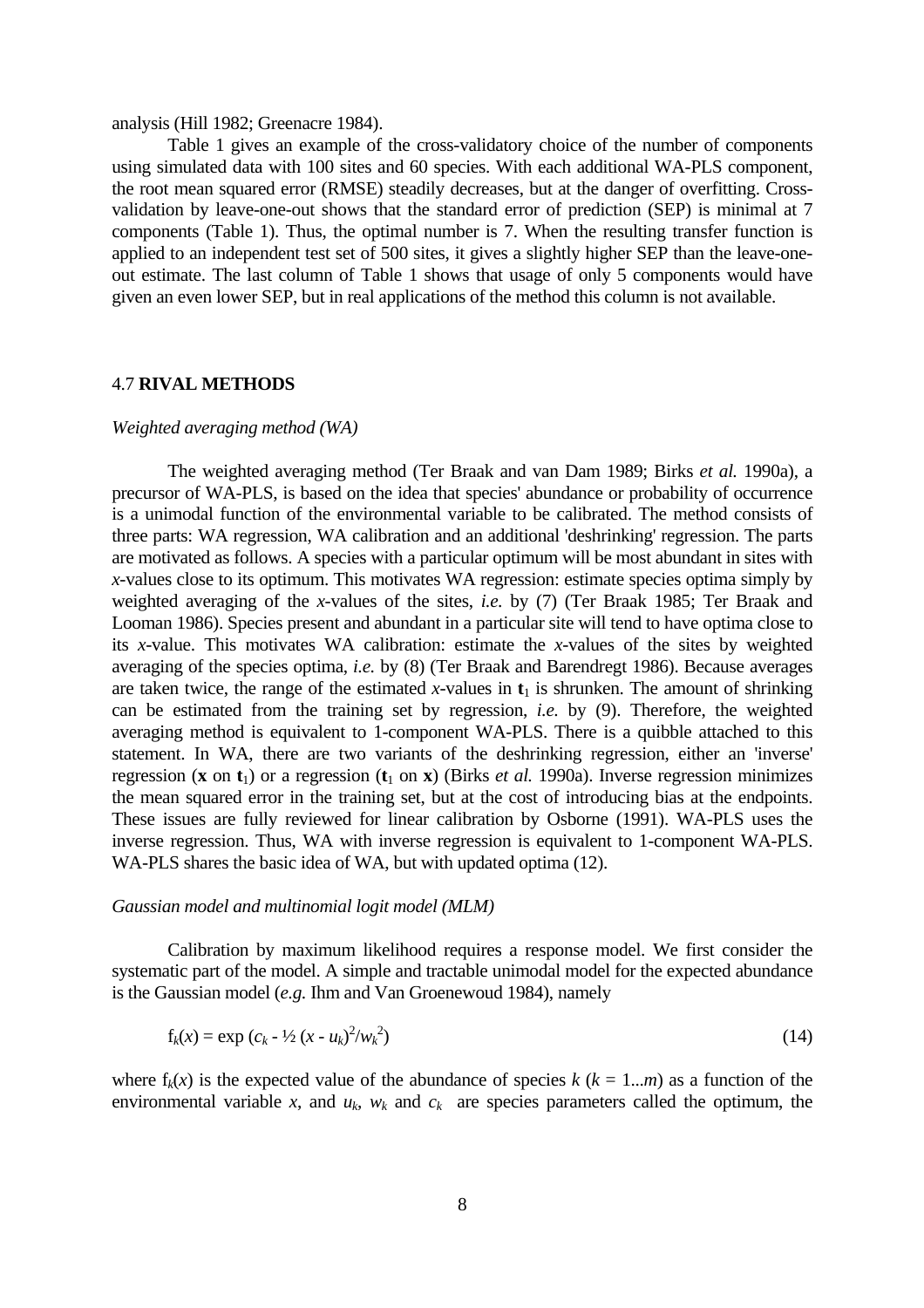analysis (Hill 1982; Greenacre 1984).

Table 1 gives an example of the cross-validatory choice of the number of components using simulated data with 100 sites and 60 species. With each additional WA-PLS component, the root mean squared error (RMSE) steadily decreases, but at the danger of overfitting. Cross-validation by leave-one-out shows that the standard error of prediction (SEP) is minimal at 7 components (Table 1). Thus, the optimal number is 7. When the resulting transfer function is applied to an independent test set of 500 sites, it gives a slightly higher SEP than the leave-one-out estimate. The last column of Table 1 shows that usage of only 5 components would have given an even lower SEP, but in real applications of the method this column is not available.

## 4.7 **RIVAL METHODS**

### *Weighted averaging method (WA)*

The weighted averaging method (Ter Braak and van Dam 1989; Birks *et al.* 1990a), a precursor of WA-PLS, is based on the idea that species' abundance or probability of occurrence is a unimodal function of the environmental variable to be calibrated. The method consists of three parts: WA regression, WA calibration and an additional 'deshrinking' regression. The parts are motivated as follows. A species with a particular optimum will be most abundant in sites with $x$-values close to its optimum. This motivates WA regression: estimate species optima simply by weighted averaging of the $x$-values of the sites, *i.e.* by (7) (Ter Braak 1985; Ter Braak and Looman 1986). Species present and abundant in a particular site will tend to have optima close to its $x$-value. This motivates WA calibration: estimate the $x$-values of the sites by weighted averaging of the species optima, *i.e.* by (8) (Ter Braak and Barendregt 1986). Because averages are taken twice, the range of the estimated $x$-values in $\mathbf{t}_1$ is shrunken. The amount of shrinking can be estimated from the training set by regression, *i.e.* by (9). Therefore, the weighted averaging method is equivalent to 1-component WA-PLS. There is a quibble attached to this statement. In WA, there are two variants of the deshrinking regression, either an 'inverse' regression ($\mathbf{x}$ on $\mathbf{t}_1$) or a regression ($\mathbf{t}_1$ on $\mathbf{x}$) (Birks *et al.* 1990a). Inverse regression minimizes the mean squared error in the training set, but at the cost of introducing bias at the endpoints. These issues are fully reviewed for linear calibration by Osborne (1991). WA-PLS uses the inverse regression. Thus, WA with inverse regression is equivalent to 1-component WA-PLS. WA-PLS shares the basic idea of WA, but with updated optima (12).

### *Gaussian model and multinomial logit model (MLM)*

Calibration by maximum likelihood requires a response model. We first consider the systematic part of the model. A simple and tractable unimodal model for the expected abundance is the Gaussian model (*e.g.* Ihm and Van Groenewoud 1984), namely

$$f_k(x) = \exp\left(c_k - \tfrac{1}{2}(x - u_k)^2 / w_k^2\right) \tag{14}$$

where $f_k(x)$ is the expected value of the abundance of species $k$ ($k = 1...m$) as a function of the environmental variable $x$, and $u_k$, $w_k$ and $c_k$ are species parameters called the optimum, the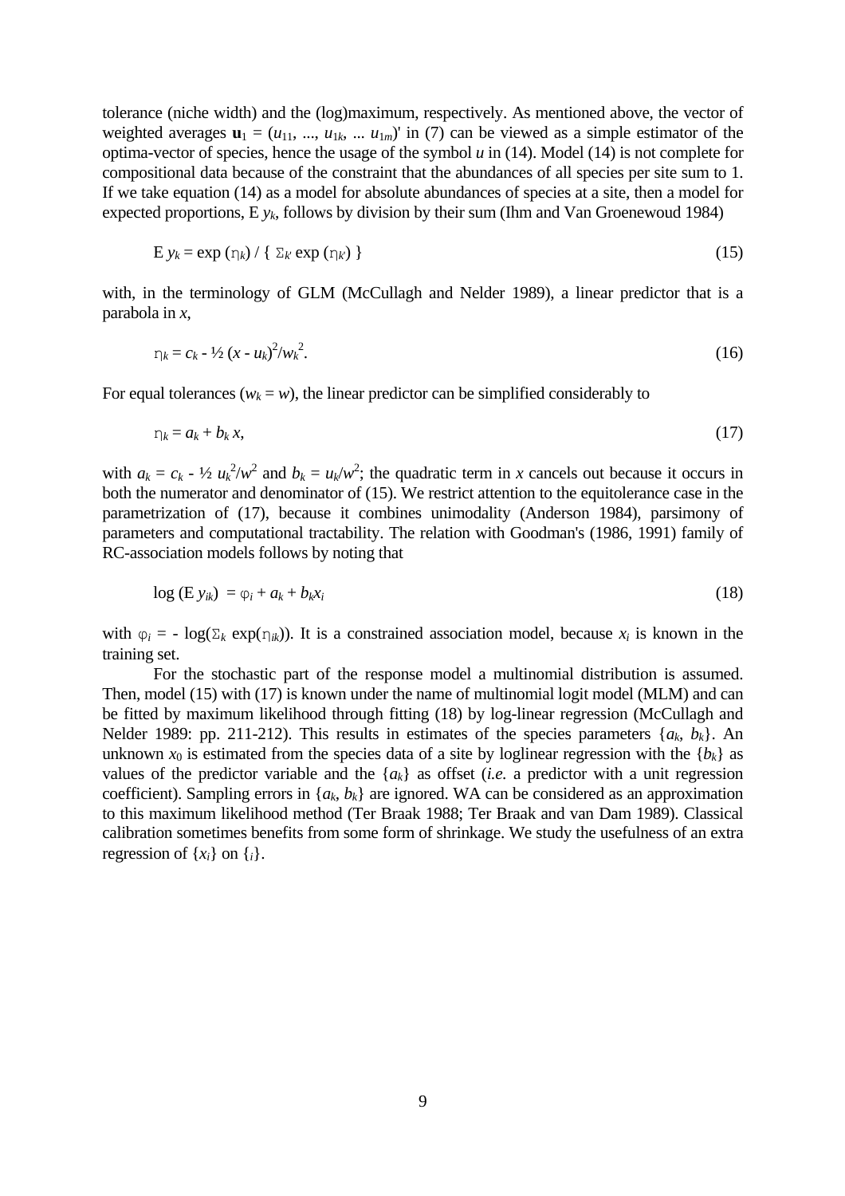tolerance (niche width) and the (log)maximum, respectively. As mentioned above, the vector of weighted averages $\mathbf{u}_1 = (u_{11}, ..., u_{1k}, ... u_{1m})'$ in (7) can be viewed as a simple estimator of the optima-vector of species, hence the usage of the symbol $u$ in (14). Model (14) is not complete for compositional data because of the constraint that the abundances of all species per site sum to 1. If we take equation (14) as a model for absolute abundances of species at a site, then a model for expected proportions, E $y_k$, follows by division by their sum (Ihm and Van Groenewoud 1984)

$$\mathrm{E}\, y_k = \exp(\eta_k) \,/\, \{ \Sigma_{k'} \exp(\eta_{k'}) \} \tag{15}$$

with, in the terminology of GLM (McCullagh and Nelder 1989), a linear predictor that is a parabola in $x$,

$$\eta_k = c_k - \tfrac{1}{2}\,(x - u_k)^2/w_k^2. \tag{16}$$

For equal tolerances ($w_k = w$), the linear predictor can be simplified considerably to

$$\eta_k = a_k + b_k\, x, \tag{17}$$

with $a_k = c_k - \tfrac{1}{2}\, u_k^2/w^2$ and $b_k = u_k/w^2$; the quadratic term in $x$ cancels out because it occurs in both the numerator and denominator of (15). We restrict attention to the equitolerance case in the parametrization of (17), because it combines unimodality (Anderson 1984), parsimony of parameters and computational tractability. The relation with Goodman's (1986, 1991) family of RC-association models follows by noting that

$$\log(\mathrm{E}\, y_{ik}) = \varphi_i + a_k + b_k x_i \tag{18}$$

with $\varphi_i = -\log(\Sigma_k \exp(\eta_{ik}))$. It is a constrained association model, because $x_i$ is known in the training set.

For the stochastic part of the response model a multinomial distribution is assumed. Then, model (15) with (17) is known under the name of multinomial logit model (MLM) and can be fitted by maximum likelihood through fitting (18) by log-linear regression (McCullagh and Nelder 1989: pp. 211-212). This results in estimates of the species parameters $\{a_k, b_k\}$. An unknown $x_0$ is estimated from the species data of a site by loglinear regression with the $\{b_k\}$ as values of the predictor variable and the $\{a_k\}$ as offset (*i.e.* a predictor with a unit regression coefficient). Sampling errors in $\{a_k, b_k\}$ are ignored. WA can be considered as an approximation to this maximum likelihood method (Ter Braak 1988; Ter Braak and van Dam 1989). Classical calibration sometimes benefits from some form of shrinkage. We study the usefulness of an extra regression of $\{x_i\}$ on $\{_i\}$.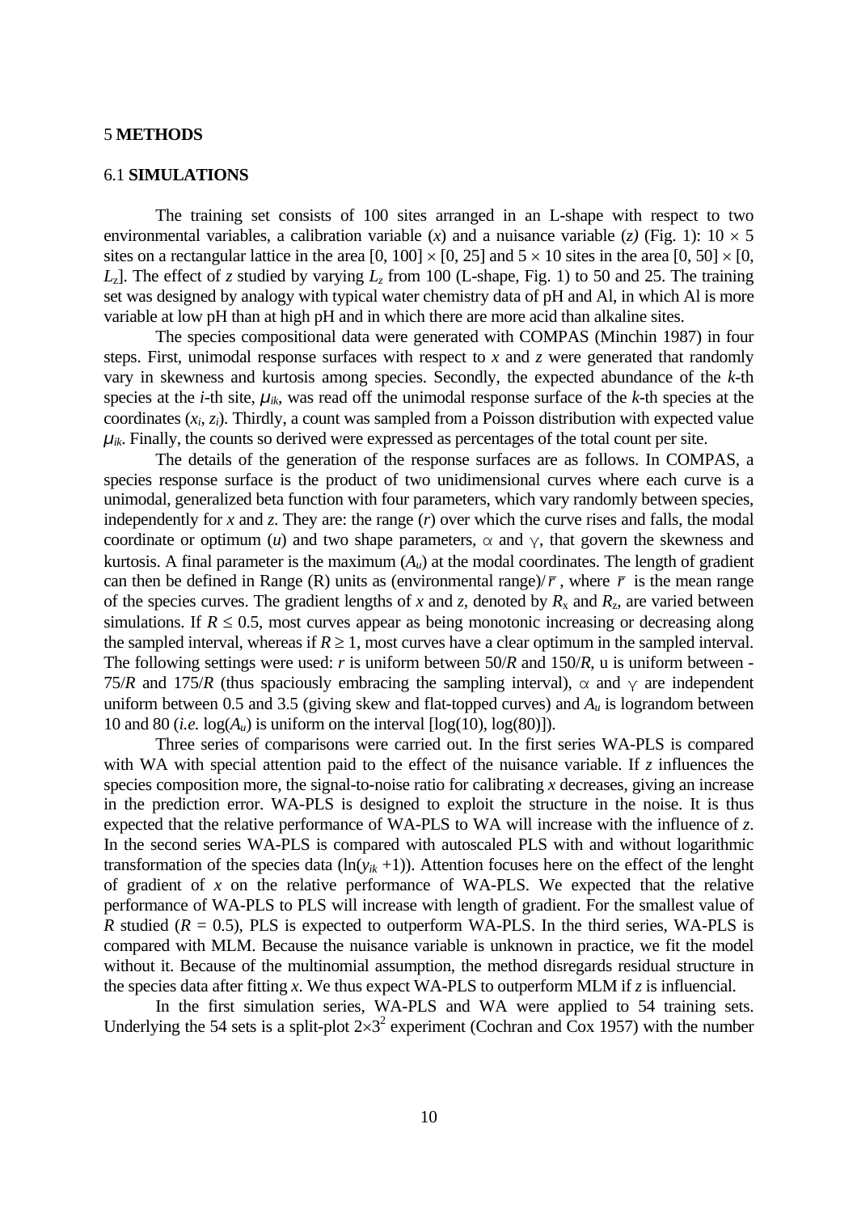## 5 **METHODS**

### 6.1 **SIMULATIONS**

The training set consists of 100 sites arranged in an L-shape with respect to two environmental variables, a calibration variable (*x*) and a nuisance variable (*z)* (Fig. 1): $10 \times 5$ sites on a rectangular lattice in the area $[0, 100] \times [0, 25]$ and $5 \times 10$ sites in the area $[0, 50] \times [0, L_z]$. The effect of *z* studied by varying $L_z$ from 100 (L-shape, Fig. 1) to 50 and 25. The training set was designed by analogy with typical water chemistry data of pH and Al, in which Al is more variable at low pH than at high pH and in which there are more acid than alkaline sites.

The species compositional data were generated with COMPAS (Minchin 1987) in four steps. First, unimodal response surfaces with respect to *x* and *z* were generated that randomly vary in skewness and kurtosis among species. Secondly, the expected abundance of the *k*-th species at the *i*-th site, $\mu_{ik}$, was read off the unimodal response surface of the *k*-th species at the coordinates ($x_i$, $z_i$). Thirdly, a count was sampled from a Poisson distribution with expected value $\mu_{ik}$. Finally, the counts so derived were expressed as percentages of the total count per site.

The details of the generation of the response surfaces are as follows. In COMPAS, a species response surface is the product of two unidimensional curves where each curve is a unimodal, generalized beta function with four parameters, which vary randomly between species, independently for *x* and *z*. They are: the range (*r*) over which the curve rises and falls, the modal coordinate or optimum (*u*) and two shape parameters, $\alpha$ and $\gamma$, that govern the skewness and kurtosis. A final parameter is the maximum ($A_u$) at the modal coordinates. The length of gradient can then be defined in Range (R) units as (environmental range)/$\bar{r}$ , where $\bar{r}$ is the mean range of the species curves. The gradient lengths of *x* and *z*, denoted by $R_x$ and $R_z$, are varied between simulations. If $R \leq 0.5$, most curves appear as being monotonic increasing or decreasing along the sampled interval, whereas if $R \geq 1$, most curves have a clear optimum in the sampled interval. The following settings were used: *r* is uniform between 50/*R* and 150/*R*, u is uniform between -75/*R* and 175/*R* (thus spaciously embracing the sampling interval), $\alpha$ and $\gamma$ are independent uniform between 0.5 and 3.5 (giving skew and flat-topped curves) and $A_u$ is lograndom between 10 and 80 (*i.e.* $\log(A_u)$ is uniform on the interval $[\log(10), \log(80)]$).

Three series of comparisons were carried out. In the first series WA-PLS is compared with WA with special attention paid to the effect of the nuisance variable. If *z* influences the species composition more, the signal-to-noise ratio for calibrating *x* decreases, giving an increase in the prediction error. WA-PLS is designed to exploit the structure in the noise. It is thus expected that the relative performance of WA-PLS to WA will increase with the influence of *z*. In the second series WA-PLS is compared with autoscaled PLS with and without logarithmic transformation of the species data ($\ln(y_{ik} + 1)$). Attention focuses here on the effect of the lenght of gradient of *x* on the relative performance of WA-PLS. We expected that the relative performance of WA-PLS to PLS will increase with length of gradient. For the smallest value of *R* studied ($R = 0.5$), PLS is expected to outperform WA-PLS. In the third series, WA-PLS is compared with MLM. Because the nuisance variable is unknown in practice, we fit the model without it. Because of the multinomial assumption, the method disregards residual structure in the species data after fitting *x*. We thus expect WA-PLS to outperform MLM if *z* is influencial.

In the first simulation series, WA-PLS and WA were applied to 54 training sets. Underlying the 54 sets is a split-plot $2 \times 3^2$ experiment (Cochran and Cox 1957) with the number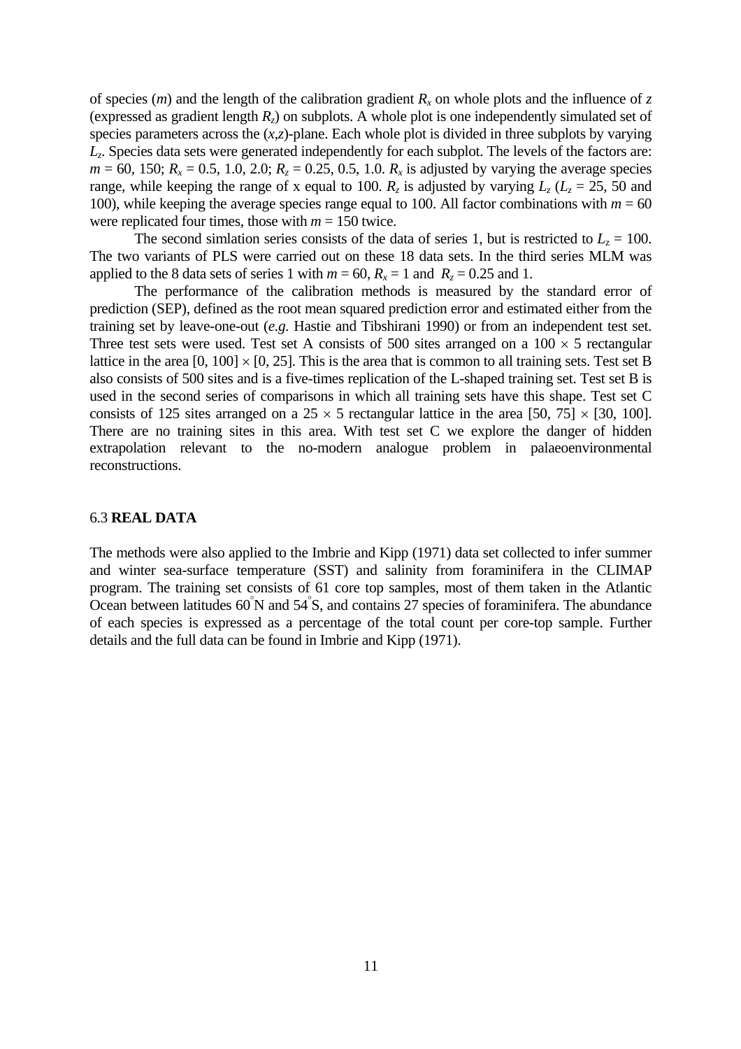of species ($m$) and the length of the calibration gradient $R_x$ on whole plots and the influence of $z$ (expressed as gradient length $R_z$) on subplots. A whole plot is one independently simulated set of species parameters across the ($x$,$z$)-plane. Each whole plot is divided in three subplots by varying $L_z$. Species data sets were generated independently for each subplot. The levels of the factors are: $m$ = 60, 150; $R_x$ = 0.5, 1.0, 2.0; $R_z$ = 0.25, 0.5, 1.0. $R_x$ is adjusted by varying the average species range, while keeping the range of x equal to 100. $R_z$ is adjusted by varying $L_z$ ($L_z$ = 25, 50 and 100), while keeping the average species range equal to 100. All factor combinations with $m$ = 60 were replicated four times, those with $m$ = 150 twice.

The second simlation series consists of the data of series 1, but is restricted to $L_z$ = 100. The two variants of PLS were carried out on these 18 data sets. In the third series MLM was applied to the 8 data sets of series 1 with $m$ = 60, $R_x$ = 1 and $R_z$ = 0.25 and 1.

The performance of the calibration methods is measured by the standard error of prediction (SEP), defined as the root mean squared prediction error and estimated either from the training set by leave-one-out (*e.g.* Hastie and Tibshirani 1990) or from an independent test set. Three test sets were used. Test set A consists of 500 sites arranged on a 100 $\times$ 5 rectangular lattice in the area [0, 100] $\times$ [0, 25]. This is the area that is common to all training sets. Test set B also consists of 500 sites and is a five-times replication of the L-shaped training set. Test set B is used in the second series of comparisons in which all training sets have this shape. Test set C consists of 125 sites arranged on a 25 $\times$ 5 rectangular lattice in the area [50, 75] $\times$ [30, 100]. There are no training sites in this area. With test set C we explore the danger of hidden extrapolation relevant to the no-modern analogue problem in palaeoenvironmental reconstructions.

### 6.3 **REAL DATA**

The methods were also applied to the Imbrie and Kipp (1971) data set collected to infer summer and winter sea-surface temperature (SST) and salinity from foraminifera in the CLIMAP program. The training set consists of 61 core top samples, most of them taken in the Atlantic Ocean between latitudes 60°N and 54°S, and contains 27 species of foraminifera. The abundance of each species is expressed as a percentage of the total count per core-top sample. Further details and the full data can be found in Imbrie and Kipp (1971).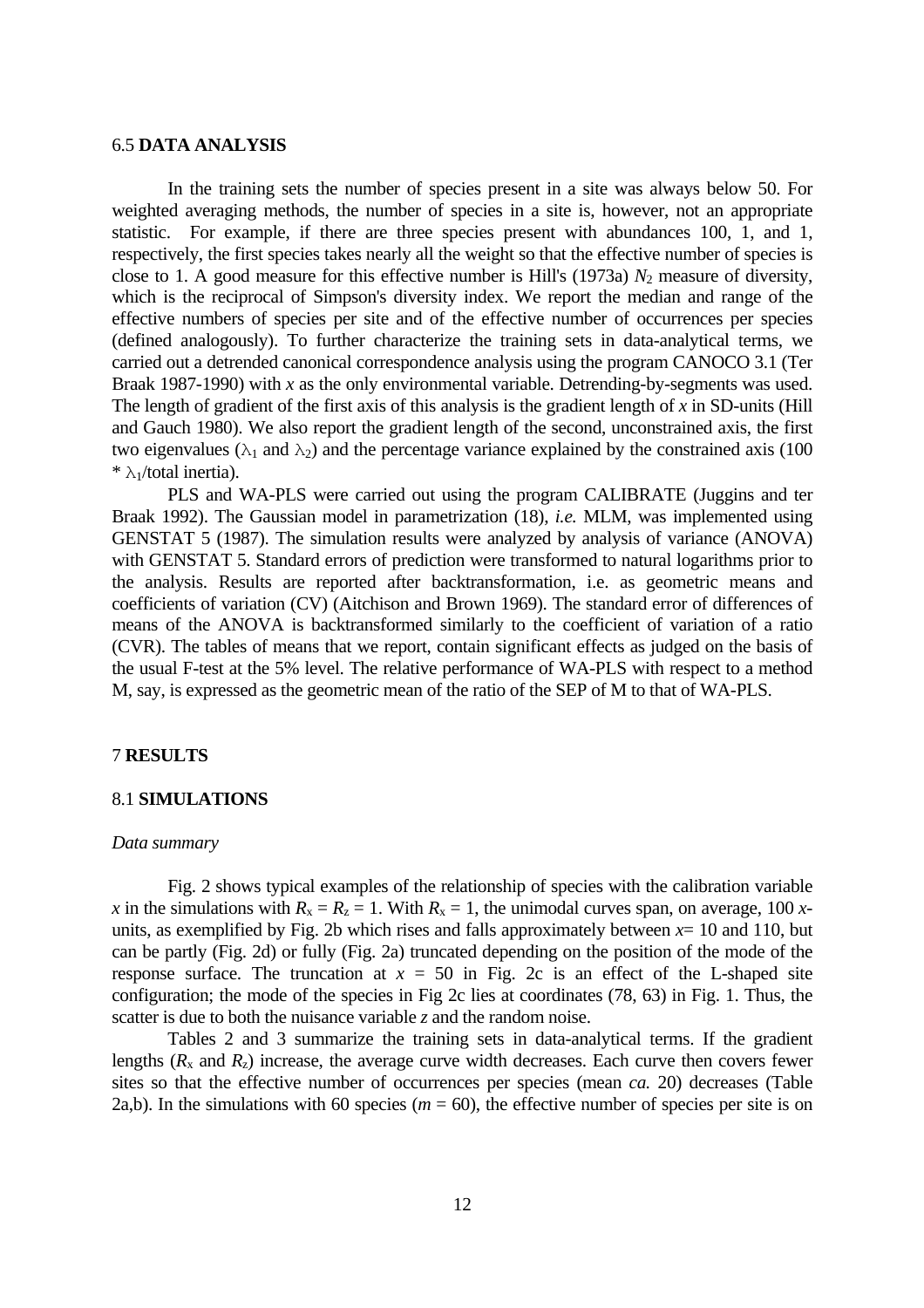## 6.5 **DATA ANALYSIS**

In the training sets the number of species present in a site was always below 50. For weighted averaging methods, the number of species in a site is, however, not an appropriate statistic. For example, if there are three species present with abundances 100, 1, and 1, respectively, the first species takes nearly all the weight so that the effective number of species is close to 1. A good measure for this effective number is Hill's (1973a) $N_2$ measure of diversity, which is the reciprocal of Simpson's diversity index. We report the median and range of the effective numbers of species per site and of the effective number of occurrences per species (defined analogously). To further characterize the training sets in data-analytical terms, we carried out a detrended canonical correspondence analysis using the program CANOCO 3.1 (Ter Braak 1987-1990) with $x$ as the only environmental variable. Detrending-by-segments was used. The length of gradient of the first axis of this analysis is the gradient length of $x$ in SD-units (Hill and Gauch 1980). We also report the gradient length of the second, unconstrained axis, the first two eigenvalues ($\lambda_1$ and $\lambda_2$) and the percentage variance explained by the constrained axis ($100 * \lambda_1$/total inertia).

PLS and WA-PLS were carried out using the program CALIBRATE (Juggins and ter Braak 1992). The Gaussian model in parametrization (18), *i.e.* MLM, was implemented using GENSTAT 5 (1987). The simulation results were analyzed by analysis of variance (ANOVA) with GENSTAT 5. Standard errors of prediction were transformed to natural logarithms prior to the analysis. Results are reported after backtransformation, i.e. as geometric means and coefficients of variation (CV) (Aitchison and Brown 1969). The standard error of differences of means of the ANOVA is backtransformed similarly to the coefficient of variation of a ratio (CVR). The tables of means that we report, contain significant effects as judged on the basis of the usual F-test at the 5% level. The relative performance of WA-PLS with respect to a method M, say, is expressed as the geometric mean of the ratio of the SEP of M to that of WA-PLS.

# 7 **RESULTS**

## 8.1 **SIMULATIONS**

*Data summary*

Fig. 2 shows typical examples of the relationship of species with the calibration variable $x$ in the simulations with $R_x = R_z = 1$. With $R_x = 1$, the unimodal curves span, on average, 100 $x$-units, as exemplified by Fig. 2b which rises and falls approximately between $x$= 10 and 110, but can be partly (Fig. 2d) or fully (Fig. 2a) truncated depending on the position of the mode of the response surface. The truncation at $x$ = 50 in Fig. 2c is an effect of the L-shaped site configuration; the mode of the species in Fig 2c lies at coordinates (78, 63) in Fig. 1. Thus, the scatter is due to both the nuisance variable $z$ and the random noise.

Tables 2 and 3 summarize the training sets in data-analytical terms. If the gradient lengths ($R_x$ and $R_z$) increase, the average curve width decreases. Each curve then covers fewer sites so that the effective number of occurrences per species (mean *ca.* 20) decreases (Table 2a,b). In the simulations with 60 species ($m$ = 60), the effective number of species per site is on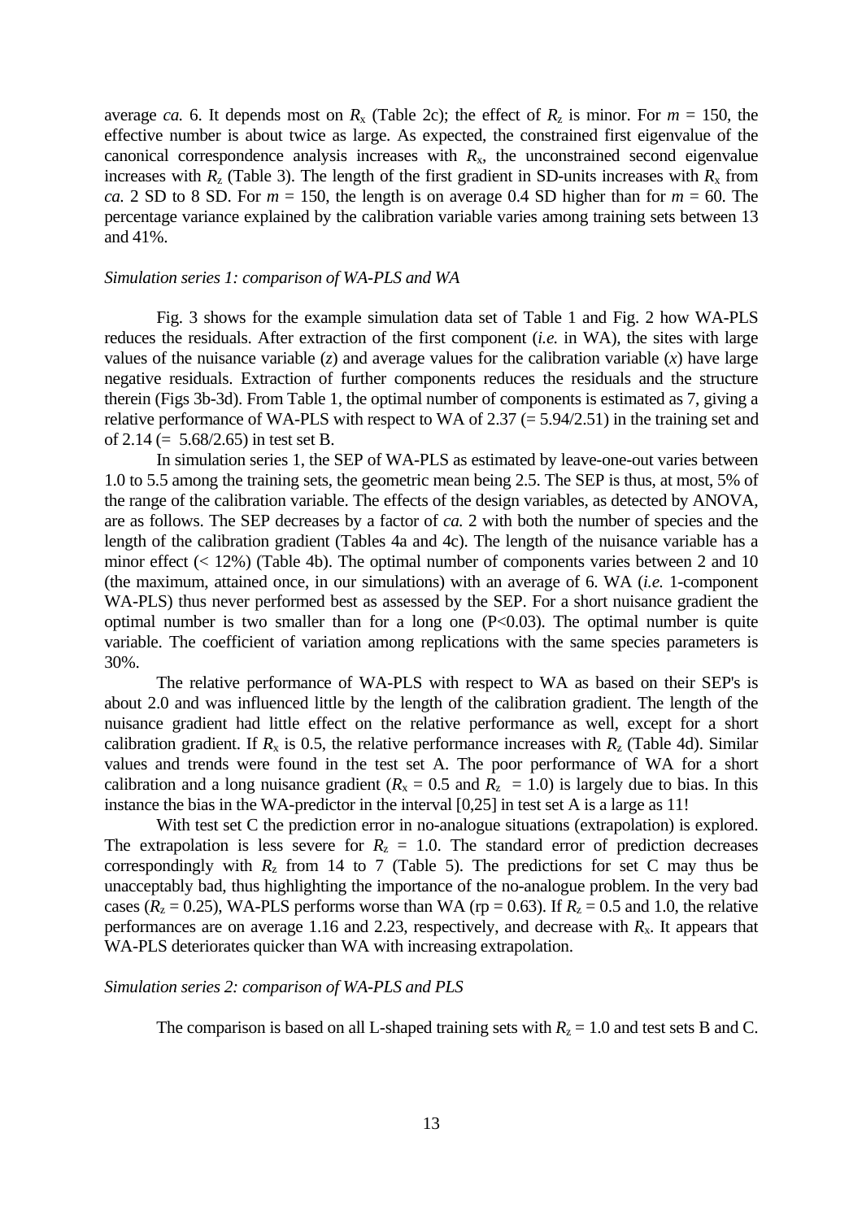average *ca.* 6. It depends most on $R_x$ (Table 2c); the effect of $R_z$ is minor. For $m$ = 150, the effective number is about twice as large. As expected, the constrained first eigenvalue of the canonical correspondence analysis increases with $R_x$, the unconstrained second eigenvalue increases with $R_z$ (Table 3). The length of the first gradient in SD-units increases with $R_x$ from *ca.* 2 SD to 8 SD. For $m$ = 150, the length is on average 0.4 SD higher than for $m$ = 60. The percentage variance explained by the calibration variable varies among training sets between 13 and 41%.

### *Simulation series 1: comparison of WA-PLS and WA*

Fig. 3 shows for the example simulation data set of Table 1 and Fig. 2 how WA-PLS reduces the residuals. After extraction of the first component (*i.e.* in WA), the sites with large values of the nuisance variable ($z$) and average values for the calibration variable ($x$) have large negative residuals. Extraction of further components reduces the residuals and the structure therein (Figs 3b-3d). From Table 1, the optimal number of components is estimated as 7, giving a relative performance of WA-PLS with respect to WA of 2.37 (= 5.94/2.51) in the training set and of 2.14 (= 5.68/2.65) in test set B.

In simulation series 1, the SEP of WA-PLS as estimated by leave-one-out varies between 1.0 to 5.5 among the training sets, the geometric mean being 2.5. The SEP is thus, at most, 5% of the range of the calibration variable. The effects of the design variables, as detected by ANOVA, are as follows. The SEP decreases by a factor of *ca.* 2 with both the number of species and the length of the calibration gradient (Tables 4a and 4c). The length of the nuisance variable has a minor effect (< 12%) (Table 4b). The optimal number of components varies between 2 and 10 (the maximum, attained once, in our simulations) with an average of 6. WA (*i.e.* 1-component WA-PLS) thus never performed best as assessed by the SEP. For a short nuisance gradient the optimal number is two smaller than for a long one ($P<0.03$). The optimal number is quite variable. The coefficient of variation among replications with the same species parameters is 30%.

The relative performance of WA-PLS with respect to WA as based on their SEP's is about 2.0 and was influenced little by the length of the calibration gradient. The length of the nuisance gradient had little effect on the relative performance as well, except for a short calibration gradient. If $R_x$ is 0.5, the relative performance increases with $R_z$ (Table 4d). Similar values and trends were found in the test set A. The poor performance of WA for a short calibration and a long nuisance gradient ($R_x$ = 0.5 and $R_z$ = 1.0) is largely due to bias. In this instance the bias in the WA-predictor in the interval [0,25] in test set A is a large as 11!

With test set C the prediction error in no-analogue situations (extrapolation) is explored. The extrapolation is less severe for $R_z$ = 1.0. The standard error of prediction decreases correspondingly with $R_z$ from 14 to 7 (Table 5). The predictions for set C may thus be unacceptably bad, thus highlighting the importance of the no-analogue problem. In the very bad cases ($R_z$ = 0.25), WA-PLS performs worse than WA (rp = 0.63). If $R_z$ = 0.5 and 1.0, the relative performances are on average 1.16 and 2.23, respectively, and decrease with $R_x$. It appears that WA-PLS deteriorates quicker than WA with increasing extrapolation.

### *Simulation series 2: comparison of WA-PLS and PLS*

The comparison is based on all L-shaped training sets with $R_z$ = 1.0 and test sets B and C.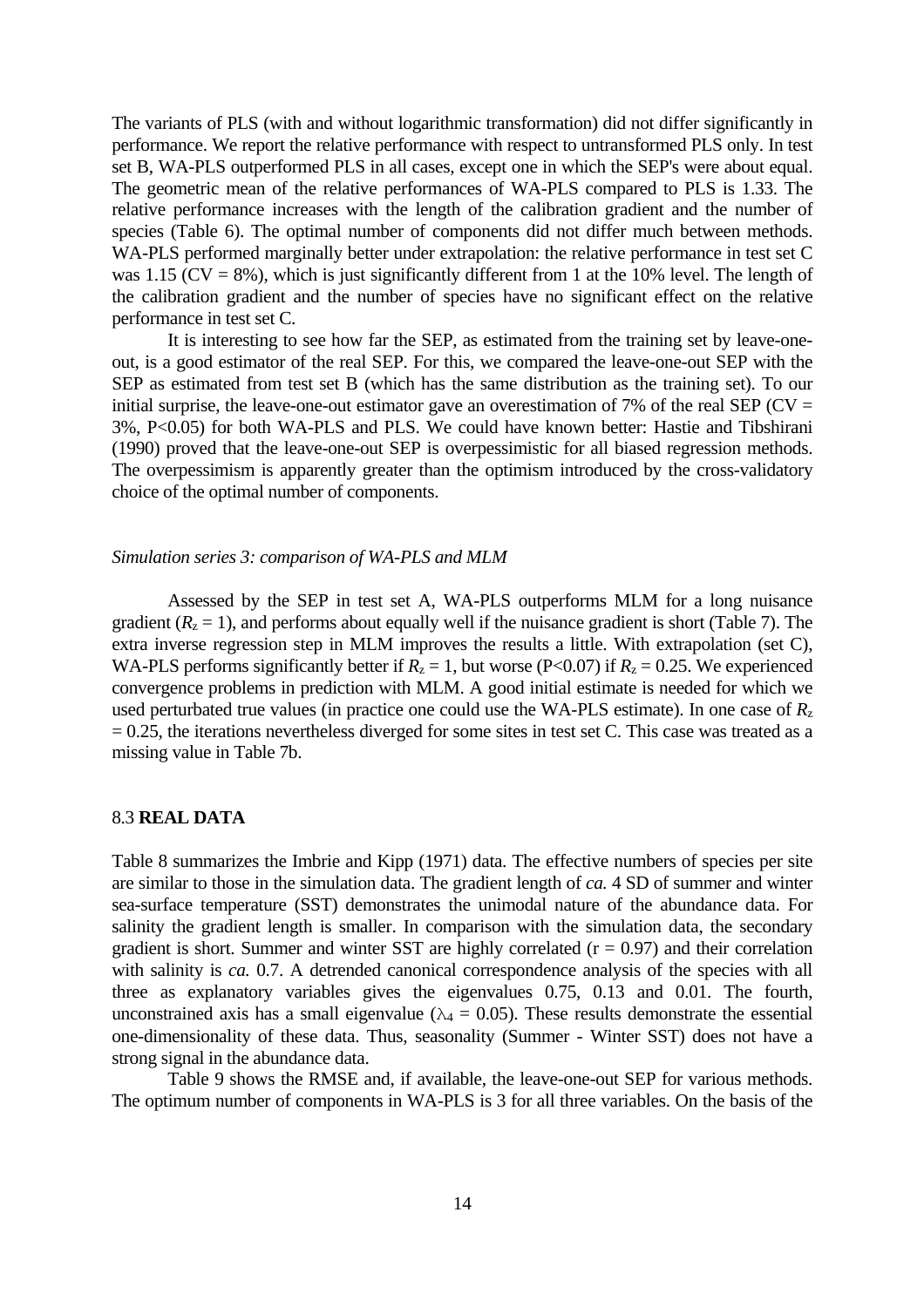The variants of PLS (with and without logarithmic transformation) did not differ significantly in performance. We report the relative performance with respect to untransformed PLS only. In test set B, WA-PLS outperformed PLS in all cases, except one in which the SEP's were about equal. The geometric mean of the relative performances of WA-PLS compared to PLS is 1.33. The relative performance increases with the length of the calibration gradient and the number of species (Table 6). The optimal number of components did not differ much between methods. WA-PLS performed marginally better under extrapolation: the relative performance in test set C was 1.15 (CV = 8%), which is just significantly different from 1 at the 10% level. The length of the calibration gradient and the number of species have no significant effect on the relative performance in test set C.

It is interesting to see how far the SEP, as estimated from the training set by leave-one-out, is a good estimator of the real SEP. For this, we compared the leave-one-out SEP with the SEP as estimated from test set B (which has the same distribution as the training set). To our initial surprise, the leave-one-out estimator gave an overestimation of 7% of the real SEP (CV = 3%, $P<0.05$) for both WA-PLS and PLS. We could have known better: Hastie and Tibshirani (1990) proved that the leave-one-out SEP is overpessimistic for all biased regression methods. The overpessimism is apparently greater than the optimism introduced by the cross-validatory choice of the optimal number of components.

### *Simulation series 3: comparison of WA-PLS and MLM*

Assessed by the SEP in test set A, WA-PLS outperforms MLM for a long nuisance gradient ($R_z = 1$), and performs about equally well if the nuisance gradient is short (Table 7). The extra inverse regression step in MLM improves the results a little. With extrapolation (set C), WA-PLS performs significantly better if $R_z = 1$, but worse ($P<0.07$) if $R_z = 0.25$. We experienced convergence problems in prediction with MLM. A good initial estimate is needed for which we used perturbated true values (in practice one could use the WA-PLS estimate). In one case of $R_z = 0.25$, the iterations nevertheless diverged for some sites in test set C. This case was treated as a missing value in Table 7b.

## 8.3 **REAL DATA**

Table 8 summarizes the Imbrie and Kipp (1971) data. The effective numbers of species per site are similar to those in the simulation data. The gradient length of *ca.* 4 SD of summer and winter sea-surface temperature (SST) demonstrates the unimodal nature of the abundance data. For salinity the gradient length is smaller. In comparison with the simulation data, the secondary gradient is short. Summer and winter SST are highly correlated ($r = 0.97$) and their correlation with salinity is *ca.* 0.7. A detrended canonical correspondence analysis of the species with all three as explanatory variables gives the eigenvalues 0.75, 0.13 and 0.01. The fourth, unconstrained axis has a small eigenvalue ($\lambda_4 = 0.05$). These results demonstrate the essential one-dimensionality of these data. Thus, seasonality (Summer - Winter SST) does not have a strong signal in the abundance data.

Table 9 shows the RMSE and, if available, the leave-one-out SEP for various methods. The optimum number of components in WA-PLS is 3 for all three variables. On the basis of the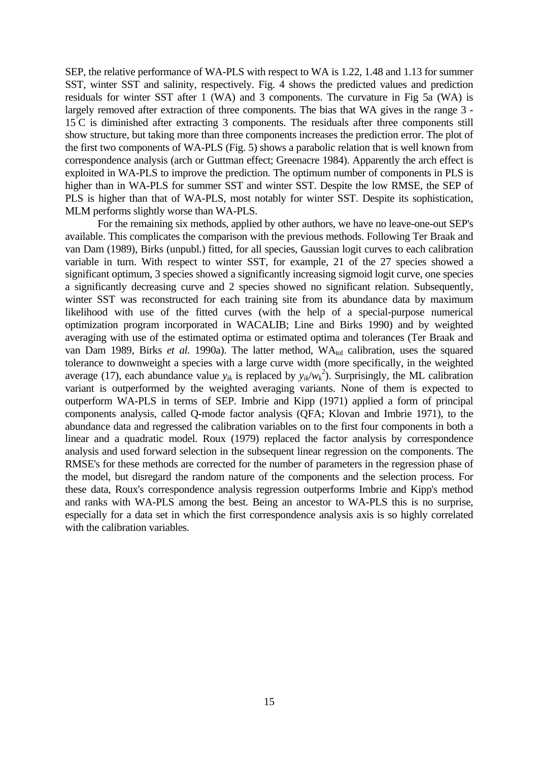SEP, the relative performance of WA-PLS with respect to WA is 1.22, 1.48 and 1.13 for summer SST, winter SST and salinity, respectively. Fig. 4 shows the predicted values and prediction residuals for winter SST after 1 (WA) and 3 components. The curvature in Fig 5a (WA) is largely removed after extraction of three components. The bias that WA gives in the range 3 - 15°C is diminished after extracting 3 components. The residuals after three components still show structure, but taking more than three components increases the prediction error. The plot of the first two components of WA-PLS (Fig. 5) shows a parabolic relation that is well known from correspondence analysis (arch or Guttman effect; Greenacre 1984). Apparently the arch effect is exploited in WA-PLS to improve the prediction. The optimum number of components in PLS is higher than in WA-PLS for summer SST and winter SST. Despite the low RMSE, the SEP of PLS is higher than that of WA-PLS, most notably for winter SST. Despite its sophistication, MLM performs slightly worse than WA-PLS.

For the remaining six methods, applied by other authors, we have no leave-one-out SEP's available. This complicates the comparison with the previous methods. Following Ter Braak and van Dam (1989), Birks (unpubl.) fitted, for all species, Gaussian logit curves to each calibration variable in turn. With respect to winter SST, for example, 21 of the 27 species showed a significant optimum, 3 species showed a significantly increasing sigmoid logit curve, one species a significantly decreasing curve and 2 species showed no significant relation. Subsequently, winter SST was reconstructed for each training site from its abundance data by maximum likelihood with use of the fitted curves (with the help of a special-purpose numerical optimization program incorporated in WACALIB; Line and Birks 1990) and by weighted averaging with use of the estimated optima or estimated optima and tolerances (Ter Braak and van Dam 1989, Birks *et al.* 1990a). The latter method, $WA_{tol}$ calibration, uses the squared tolerance to downweight a species with a large curve width (more specifically, in the weighted average (17), each abundance value $y_{ik}$ is replaced by $y_{ik}/w_k^2$). Surprisingly, the ML calibration variant is outperformed by the weighted averaging variants. None of them is expected to outperform WA-PLS in terms of SEP. Imbrie and Kipp (1971) applied a form of principal components analysis, called Q-mode factor analysis (QFA; Klovan and Imbrie 1971), to the abundance data and regressed the calibration variables on to the first four components in both a linear and a quadratic model. Roux (1979) replaced the factor analysis by correspondence analysis and used forward selection in the subsequent linear regression on the components. The RMSE's for these methods are corrected for the number of parameters in the regression phase of the model, but disregard the random nature of the components and the selection process. For these data, Roux's correspondence analysis regression outperforms Imbrie and Kipp's method and ranks with WA-PLS among the best. Being an ancestor to WA-PLS this is no surprise, especially for a data set in which the first correspondence analysis axis is so highly correlated with the calibration variables.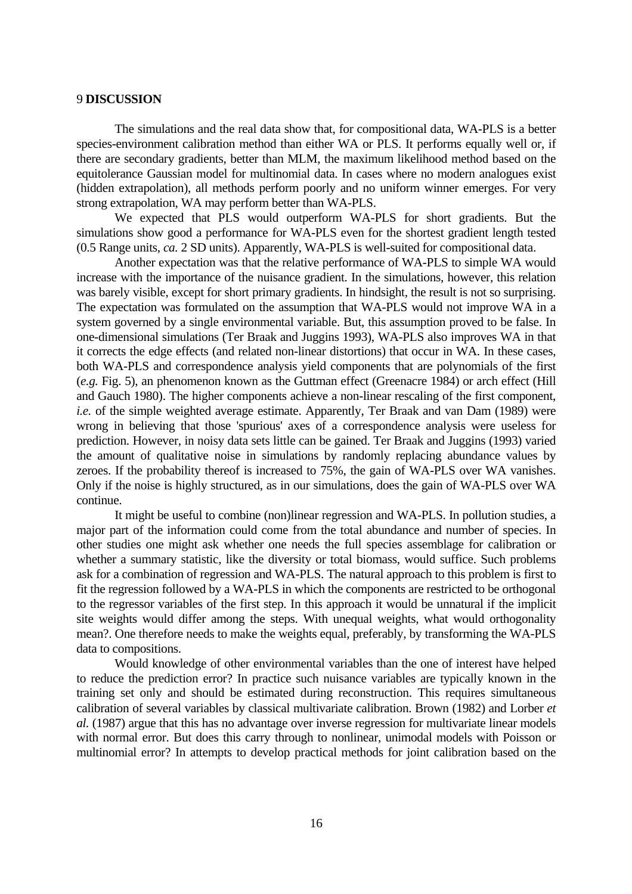## 9 **DISCUSSION**

The simulations and the real data show that, for compositional data, WA-PLS is a better species-environment calibration method than either WA or PLS. It performs equally well or, if there are secondary gradients, better than MLM, the maximum likelihood method based on the equitolerance Gaussian model for multinomial data. In cases where no modern analogues exist (hidden extrapolation), all methods perform poorly and no uniform winner emerges. For very strong extrapolation, WA may perform better than WA-PLS.

We expected that PLS would outperform WA-PLS for short gradients. But the simulations show good a performance for WA-PLS even for the shortest gradient length tested (0.5 Range units, *ca.* 2 SD units). Apparently, WA-PLS is well-suited for compositional data.

Another expectation was that the relative performance of WA-PLS to simple WA would increase with the importance of the nuisance gradient. In the simulations, however, this relation was barely visible, except for short primary gradients. In hindsight, the result is not so surprising. The expectation was formulated on the assumption that WA-PLS would not improve WA in a system governed by a single environmental variable. But, this assumption proved to be false. In one-dimensional simulations (Ter Braak and Juggins 1993), WA-PLS also improves WA in that it corrects the edge effects (and related non-linear distortions) that occur in WA. In these cases, both WA-PLS and correspondence analysis yield components that are polynomials of the first (*e.g.* Fig. 5), an phenomenon known as the Guttman effect (Greenacre 1984) or arch effect (Hill and Gauch 1980). The higher components achieve a non-linear rescaling of the first component, *i.e.* of the simple weighted average estimate. Apparently, Ter Braak and van Dam (1989) were wrong in believing that those 'spurious' axes of a correspondence analysis were useless for prediction. However, in noisy data sets little can be gained. Ter Braak and Juggins (1993) varied the amount of qualitative noise in simulations by randomly replacing abundance values by zeroes. If the probability thereof is increased to 75%, the gain of WA-PLS over WA vanishes. Only if the noise is highly structured, as in our simulations, does the gain of WA-PLS over WA continue.

It might be useful to combine (non)linear regression and WA-PLS. In pollution studies, a major part of the information could come from the total abundance and number of species. In other studies one might ask whether one needs the full species assemblage for calibration or whether a summary statistic, like the diversity or total biomass, would suffice. Such problems ask for a combination of regression and WA-PLS. The natural approach to this problem is first to fit the regression followed by a WA-PLS in which the components are restricted to be orthogonal to the regressor variables of the first step. In this approach it would be unnatural if the implicit site weights would differ among the steps. With unequal weights, what would orthogonality mean?. One therefore needs to make the weights equal, preferably, by transforming the WA-PLS data to compositions.

Would knowledge of other environmental variables than the one of interest have helped to reduce the prediction error? In practice such nuisance variables are typically known in the training set only and should be estimated during reconstruction. This requires simultaneous calibration of several variables by classical multivariate calibration. Brown (1982) and Lorber *et al.* (1987) argue that this has no advantage over inverse regression for multivariate linear models with normal error. But does this carry through to nonlinear, unimodal models with Poisson or multinomial error? In attempts to develop practical methods for joint calibration based on the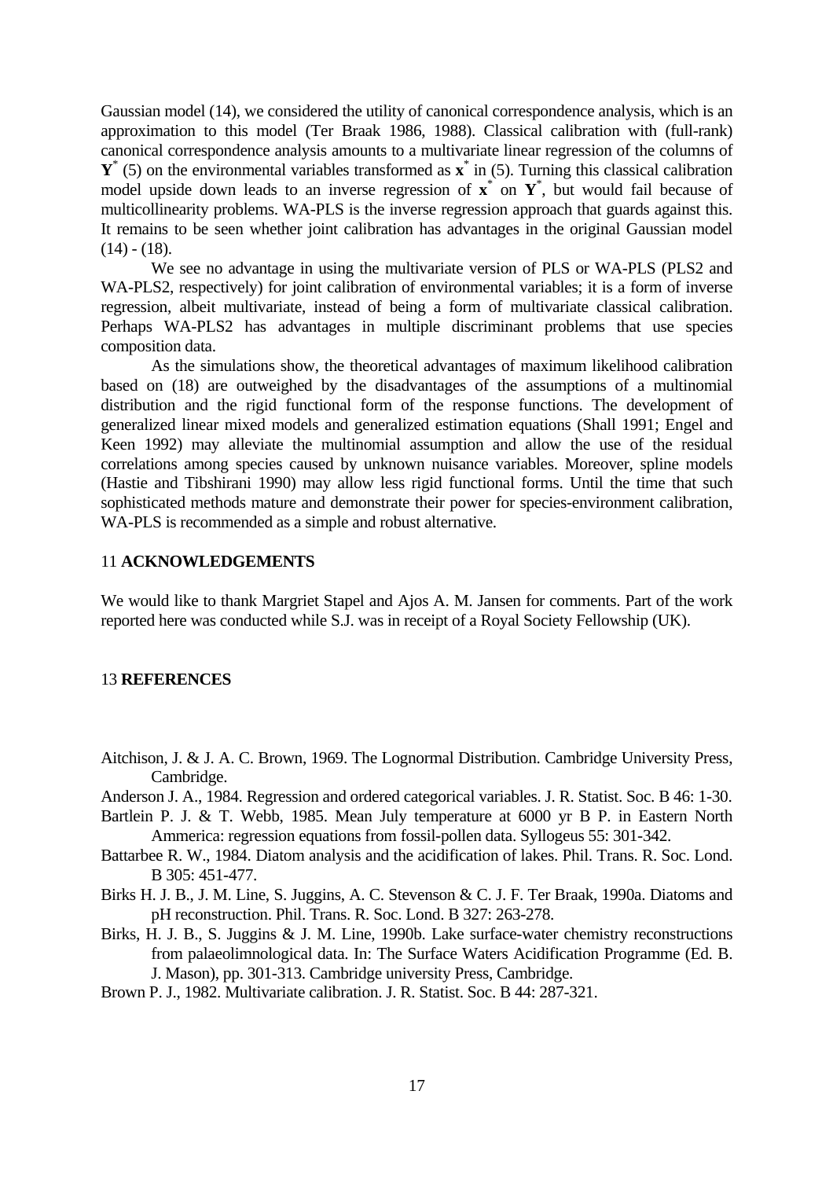Gaussian model (14), we considered the utility of canonical correspondence analysis, which is an approximation to this model (Ter Braak 1986, 1988). Classical calibration with (full-rank) canonical correspondence analysis amounts to a multivariate linear regression of the columns of $\mathbf{Y}^*$ (5) on the environmental variables transformed as $\mathbf{x}^*$ in (5). Turning this classical calibration model upside down leads to an inverse regression of $\mathbf{x}^*$ on $\mathbf{Y}^*$, but would fail because of multicollinearity problems. WA-PLS is the inverse regression approach that guards against this. It remains to be seen whether joint calibration has advantages in the original Gaussian model (14) - (18).

We see no advantage in using the multivariate version of PLS or WA-PLS (PLS2 and WA-PLS2, respectively) for joint calibration of environmental variables; it is a form of inverse regression, albeit multivariate, instead of being a form of multivariate classical calibration. Perhaps WA-PLS2 has advantages in multiple discriminant problems that use species composition data.

As the simulations show, the theoretical advantages of maximum likelihood calibration based on (18) are outweighed by the disadvantages of the assumptions of a multinomial distribution and the rigid functional form of the response functions. The development of generalized linear mixed models and generalized estimation equations (Shall 1991; Engel and Keen 1992) may alleviate the multinomial assumption and allow the use of the residual correlations among species caused by unknown nuisance variables. Moreover, spline models (Hastie and Tibshirani 1990) may allow less rigid functional forms. Until the time that such sophisticated methods mature and demonstrate their power for species-environment calibration, WA-PLS is recommended as a simple and robust alternative.

## 11 **ACKNOWLEDGEMENTS**

We would like to thank Margriet Stapel and Ajos A. M. Jansen for comments. Part of the work reported here was conducted while S.J. was in receipt of a Royal Society Fellowship (UK).

## 13 **REFERENCES**

Aitchison, J. & J. A. C. Brown, 1969. The Lognormal Distribution. Cambridge University Press, Cambridge.

Anderson J. A., 1984. Regression and ordered categorical variables. J. R. Statist. Soc. B 46: 1-30.

Bartlein P. J. & T. Webb, 1985. Mean July temperature at 6000 yr B P. in Eastern North Ammerica: regression equations from fossil-pollen data. Syllogeus 55: 301-342.

Battarbee R. W., 1984. Diatom analysis and the acidification of lakes. Phil. Trans. R. Soc. Lond. B 305: 451-477.

Birks H. J. B., J. M. Line, S. Juggins, A. C. Stevenson & C. J. F. Ter Braak, 1990a. Diatoms and pH reconstruction. Phil. Trans. R. Soc. Lond. B 327: 263-278.

Birks, H. J. B., S. Juggins & J. M. Line, 1990b. Lake surface-water chemistry reconstructions from palaeolimnological data. In: The Surface Waters Acidification Programme (Ed. B. J. Mason), pp. 301-313. Cambridge university Press, Cambridge.

Brown P. J., 1982. Multivariate calibration. J. R. Statist. Soc. B 44: 287-321.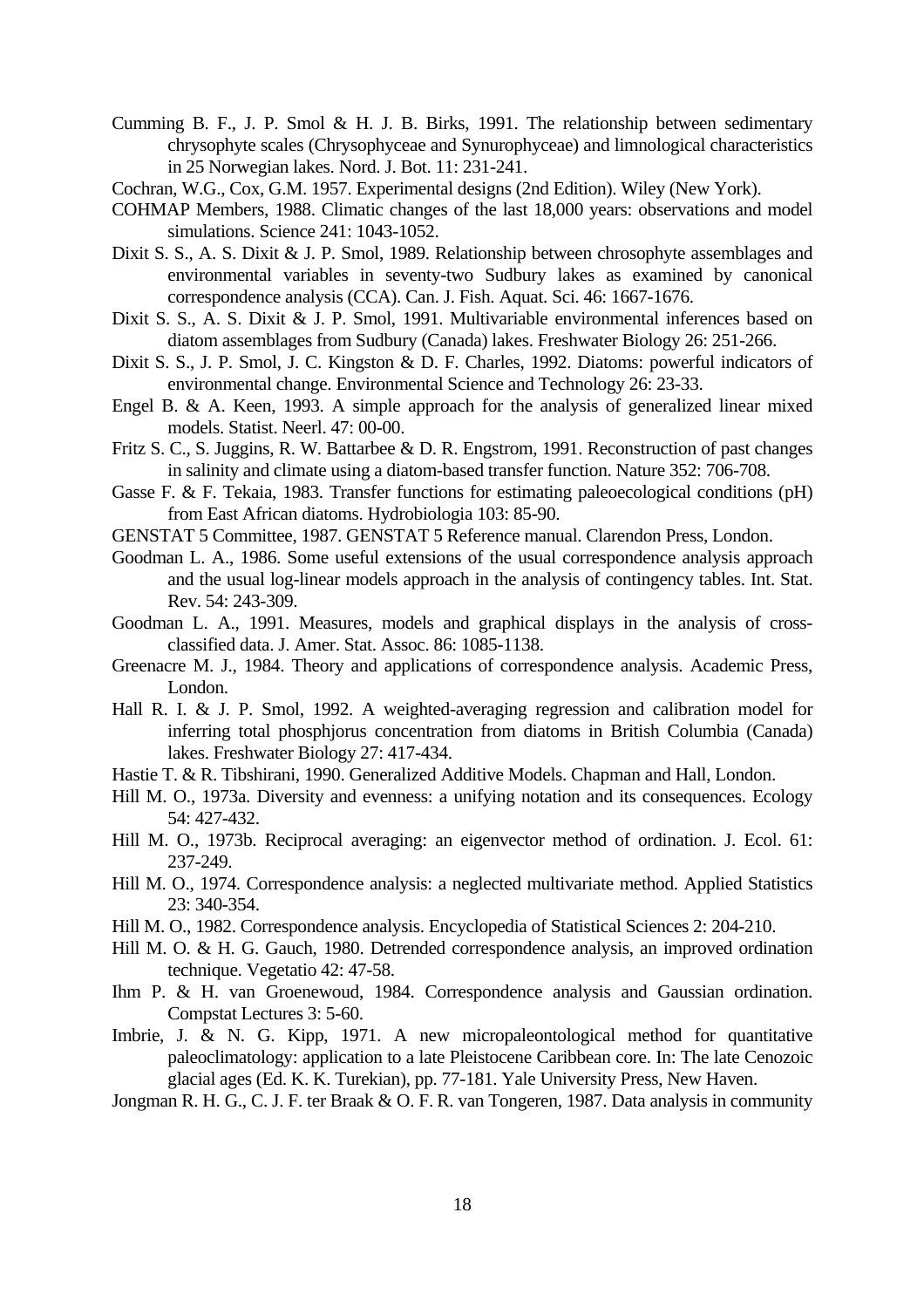Cumming B. F., J. P. Smol & H. J. B. Birks, 1991. The relationship between sedimentary chrysophyte scales (Chrysophyceae and Synurophyceae) and limnological characteristics in 25 Norwegian lakes. Nord. J. Bot. 11: 231-241.

Cochran, W.G., Cox, G.M. 1957. Experimental designs (2nd Edition). Wiley (New York).

COHMAP Members, 1988. Climatic changes of the last 18,000 years: observations and model simulations. Science 241: 1043-1052.

Dixit S. S., A. S. Dixit & J. P. Smol, 1989. Relationship between chrosophyte assemblages and environmental variables in seventy-two Sudbury lakes as examined by canonical correspondence analysis (CCA). Can. J. Fish. Aquat. Sci. 46: 1667-1676.

Dixit S. S., A. S. Dixit & J. P. Smol, 1991. Multivariable environmental inferences based on diatom assemblages from Sudbury (Canada) lakes. Freshwater Biology 26: 251-266.

Dixit S. S., J. P. Smol, J. C. Kingston & D. F. Charles, 1992. Diatoms: powerful indicators of environmental change. Environmental Science and Technology 26: 23-33.

Engel B. & A. Keen, 1993. A simple approach for the analysis of generalized linear mixed models. Statist. Neerl. 47: 00-00.

Fritz S. C., S. Juggins, R. W. Battarbee & D. R. Engstrom, 1991. Reconstruction of past changes in salinity and climate using a diatom-based transfer function. Nature 352: 706-708.

Gasse F. & F. Tekaia, 1983. Transfer functions for estimating paleoecological conditions (pH) from East African diatoms. Hydrobiologia 103: 85-90.

GENSTAT 5 Committee, 1987. GENSTAT 5 Reference manual. Clarendon Press, London.

Goodman L. A., 1986. Some useful extensions of the usual correspondence analysis approach and the usual log-linear models approach in the analysis of contingency tables. Int. Stat. Rev. 54: 243-309.

Goodman L. A., 1991. Measures, models and graphical displays in the analysis of cross-classified data. J. Amer. Stat. Assoc. 86: 1085-1138.

Greenacre M. J., 1984. Theory and applications of correspondence analysis. Academic Press, London.

Hall R. I. & J. P. Smol, 1992. A weighted-averaging regression and calibration model for inferring total phosphjorus concentration from diatoms in British Columbia (Canada) lakes. Freshwater Biology 27: 417-434.

Hastie T. & R. Tibshirani, 1990. Generalized Additive Models. Chapman and Hall, London.

Hill M. O., 1973a. Diversity and evenness: a unifying notation and its consequences. Ecology 54: 427-432.

Hill M. O., 1973b. Reciprocal averaging: an eigenvector method of ordination. J. Ecol. 61: 237-249.

Hill M. O., 1974. Correspondence analysis: a neglected multivariate method. Applied Statistics 23: 340-354.

Hill M. O., 1982. Correspondence analysis. Encyclopedia of Statistical Sciences 2: 204-210.

Hill M. O. & H. G. Gauch, 1980. Detrended correspondence analysis, an improved ordination technique. Vegetatio 42: 47-58.

Ihm P. & H. van Groenewoud, 1984. Correspondence analysis and Gaussian ordination. Compstat Lectures 3: 5-60.

Imbrie, J. & N. G. Kipp, 1971. A new micropaleontological method for quantitative paleoclimatology: application to a late Pleistocene Caribbean core. In: The late Cenozoic glacial ages (Ed. K. K. Turekian), pp. 77-181. Yale University Press, New Haven.

Jongman R. H. G., C. J. F. ter Braak & O. F. R. van Tongeren, 1987. Data analysis in community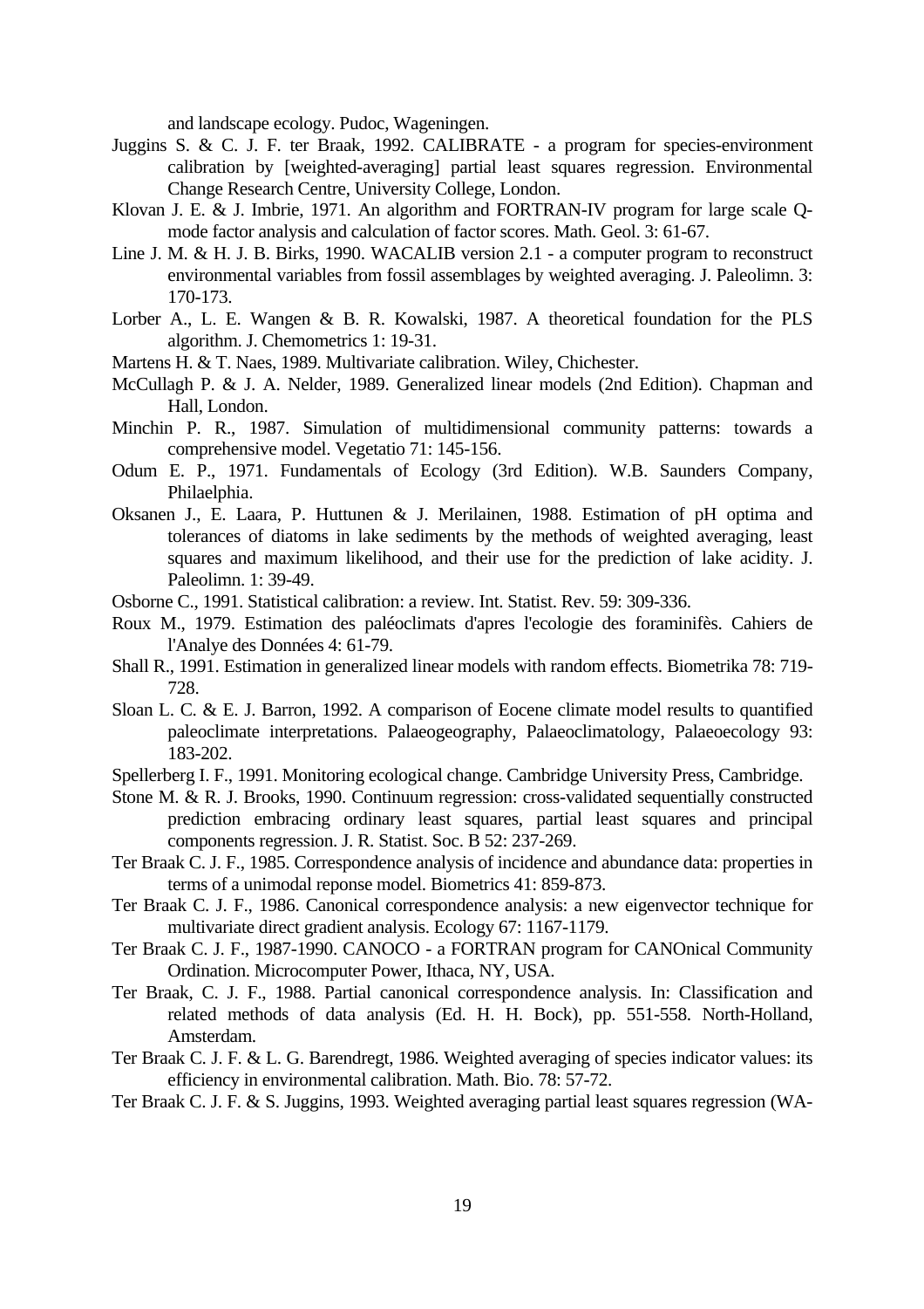and landscape ecology. Pudoc, Wageningen.

Juggins S. & C. J. F. ter Braak, 1992. CALIBRATE - a program for species-environment calibration by [weighted-averaging] partial least squares regression. Environmental Change Research Centre, University College, London.

Klovan J. E. & J. Imbrie, 1971. An algorithm and FORTRAN-IV program for large scale Q-mode factor analysis and calculation of factor scores. Math. Geol. 3: 61-67.

Line J. M. & H. J. B. Birks, 1990. WACALIB version 2.1 - a computer program to reconstruct environmental variables from fossil assemblages by weighted averaging. J. Paleolimn. 3: 170-173.

Lorber A., L. E. Wangen & B. R. Kowalski, 1987. A theoretical foundation for the PLS algorithm. J. Chemometrics 1: 19-31.

Martens H. & T. Naes, 1989. Multivariate calibration. Wiley, Chichester.

McCullagh P. & J. A. Nelder, 1989. Generalized linear models (2nd Edition). Chapman and Hall, London.

Minchin P. R., 1987. Simulation of multidimensional community patterns: towards a comprehensive model. Vegetatio 71: 145-156.

Odum E. P., 1971. Fundamentals of Ecology (3rd Edition). W.B. Saunders Company, Philaelphia.

Oksanen J., E. Laara, P. Huttunen & J. Merilainen, 1988. Estimation of pH optima and tolerances of diatoms in lake sediments by the methods of weighted averaging, least squares and maximum likelihood, and their use for the prediction of lake acidity. J. Paleolimn. 1: 39-49.

Osborne C., 1991. Statistical calibration: a review. Int. Statist. Rev. 59: 309-336.

Roux M., 1979. Estimation des paléoclimats d'apres l'ecologie des foraminifès. Cahiers de l'Analye des Données 4: 61-79.

Shall R., 1991. Estimation in generalized linear models with random effects. Biometrika 78: 719-728.

Sloan L. C. & E. J. Barron, 1992. A comparison of Eocene climate model results to quantified paleoclimate interpretations. Palaeogeography, Palaeoclimatology, Palaeoecology 93: 183-202.

Spellerberg I. F., 1991. Monitoring ecological change. Cambridge University Press, Cambridge.

Stone M. & R. J. Brooks, 1990. Continuum regression: cross-validated sequentially constructed prediction embracing ordinary least squares, partial least squares and principal components regression. J. R. Statist. Soc. B 52: 237-269.

Ter Braak C. J. F., 1985. Correspondence analysis of incidence and abundance data: properties in terms of a unimodal reponse model. Biometrics 41: 859-873.

Ter Braak C. J. F., 1986. Canonical correspondence analysis: a new eigenvector technique for multivariate direct gradient analysis. Ecology 67: 1167-1179.

Ter Braak C. J. F., 1987-1990. CANOCO - a FORTRAN program for CANOnical Community Ordination. Microcomputer Power, Ithaca, NY, USA.

Ter Braak, C. J. F., 1988. Partial canonical correspondence analysis. In: Classification and related methods of data analysis (Ed. H. H. Bock), pp. 551-558. North-Holland, Amsterdam.

Ter Braak C. J. F. & L. G. Barendregt, 1986. Weighted averaging of species indicator values: its efficiency in environmental calibration. Math. Bio. 78: 57-72.

Ter Braak C. J. F. & S. Juggins, 1993. Weighted averaging partial least squares regression (WA-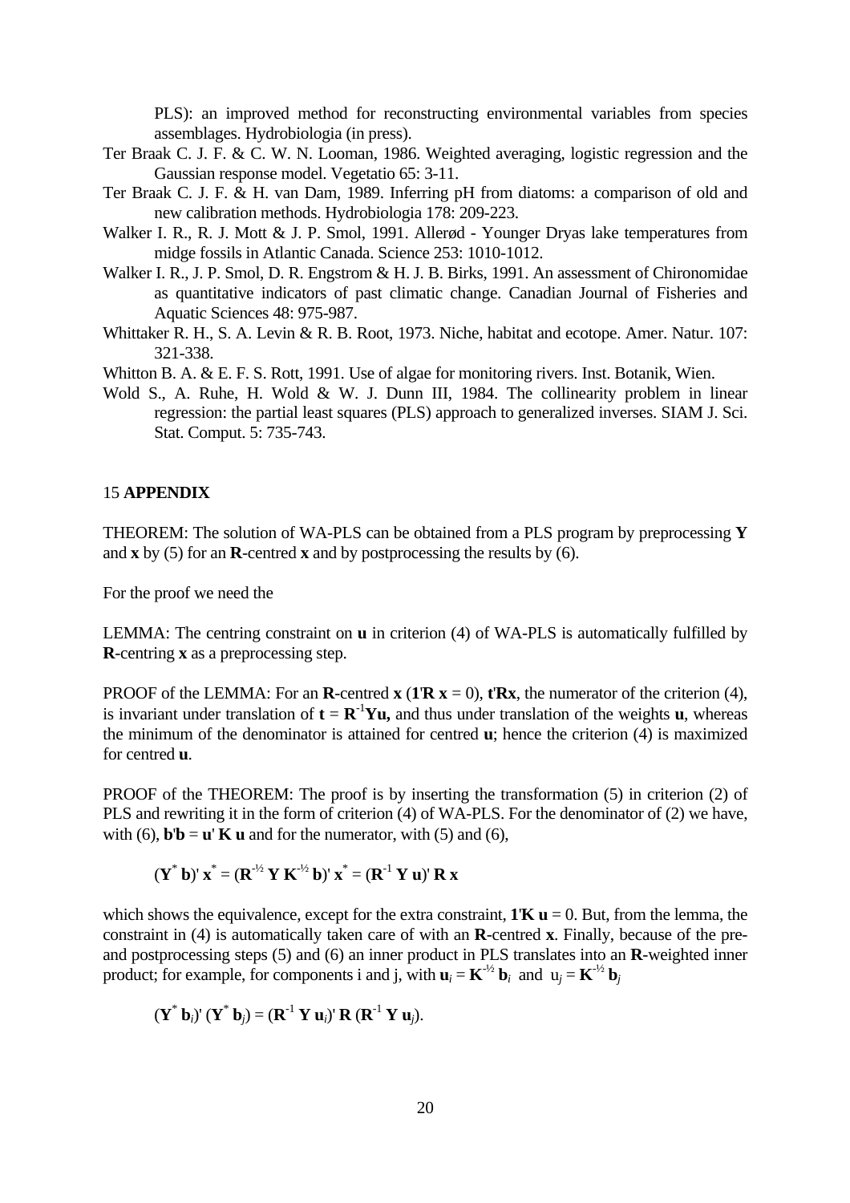PLS): an improved method for reconstructing environmental variables from species assemblages. Hydrobiologia (in press).

Ter Braak C. J. F. & C. W. N. Looman, 1986. Weighted averaging, logistic regression and the Gaussian response model. Vegetatio 65: 3-11.

Ter Braak C. J. F. & H. van Dam, 1989. Inferring pH from diatoms: a comparison of old and new calibration methods. Hydrobiologia 178: 209-223.

Walker I. R., R. J. Mott & J. P. Smol, 1991. Allerød - Younger Dryas lake temperatures from midge fossils in Atlantic Canada. Science 253: 1010-1012.

Walker I. R., J. P. Smol, D. R. Engstrom & H. J. B. Birks, 1991. An assessment of Chironomidae as quantitative indicators of past climatic change. Canadian Journal of Fisheries and Aquatic Sciences 48: 975-987.

Whittaker R. H., S. A. Levin & R. B. Root, 1973. Niche, habitat and ecotope. Amer. Natur. 107: 321-338.

Whitton B. A. & E. F. S. Rott, 1991. Use of algae for monitoring rivers. Inst. Botanik, Wien.

Wold S., A. Ruhe, H. Wold & W. J. Dunn III, 1984. The collinearity problem in linear regression: the partial least squares (PLS) approach to generalized inverses. SIAM J. Sci. Stat. Comput. 5: 735-743.

## 15 APPENDIX

THEOREM: The solution of WA-PLS can be obtained from a PLS program by preprocessing $\mathbf{Y}$ and $\mathbf{x}$ by (5) for an $\mathbf{R}$-centred $\mathbf{x}$ and by postprocessing the results by (6).

For the proof we need the

LEMMA: The centring constraint on $\mathbf{u}$ in criterion (4) of WA-PLS is automatically fulfilled by $\mathbf{R}$-centring $\mathbf{x}$ as a preprocessing step.

PROOF of the LEMMA: For an $\mathbf{R}$-centred $\mathbf{x}$ ($\mathbf{1}'\mathbf{R}\,\mathbf{x} = 0$), $\mathbf{t}'\mathbf{R}\mathbf{x}$, the numerator of the criterion (4), is invariant under translation of $\mathbf{t} = \mathbf{R}^{-1}\mathbf{Y}\mathbf{u},$ and thus under translation of the weights $\mathbf{u}$, whereas the minimum of the denominator is attained for centred $\mathbf{u}$; hence the criterion (4) is maximized for centred $\mathbf{u}$.

PROOF of the THEOREM: The proof is by inserting the transformation (5) in criterion (2) of PLS and rewriting it in the form of criterion (4) of WA-PLS. For the denominator of (2) we have, with (6), $\mathbf{b}'\mathbf{b} = \mathbf{u}'\,\mathbf{K}\,\mathbf{u}$ and for the numerator, with (5) and (6),

$$(\mathbf{Y}^{*}\,\mathbf{b})'\,\mathbf{x}^{*} = (\mathbf{R}^{-1/2}\,\mathbf{Y}\,\mathbf{K}^{-1/2}\,\mathbf{b})'\,\mathbf{x}^{*} = (\mathbf{R}^{-1}\,\mathbf{Y}\,\mathbf{u})'\,\mathbf{R}\,\mathbf{x}$$

which shows the equivalence, except for the extra constraint, $\mathbf{1}'\mathbf{K}\,\mathbf{u} = 0$. But, from the lemma, the constraint in (4) is automatically taken care of with an $\mathbf{R}$-centred $\mathbf{x}$. Finally, because of the pre- and postprocessing steps (5) and (6) an inner product in PLS translates into an $\mathbf{R}$-weighted inner product; for example, for components i and j, with $\mathbf{u}_i = \mathbf{K}^{-1/2}\,\mathbf{b}_i$ and $u_j = \mathbf{K}^{-1/2}\,\mathbf{b}_j$

$$(\mathbf{Y}^{*}\,\mathbf{b}_i)'\,(\mathbf{Y}^{*}\,\mathbf{b}_j) = (\mathbf{R}^{-1}\,\mathbf{Y}\,\mathbf{u}_i)'\,\mathbf{R}\,(\mathbf{R}^{-1}\,\mathbf{Y}\,\mathbf{u}_j).$$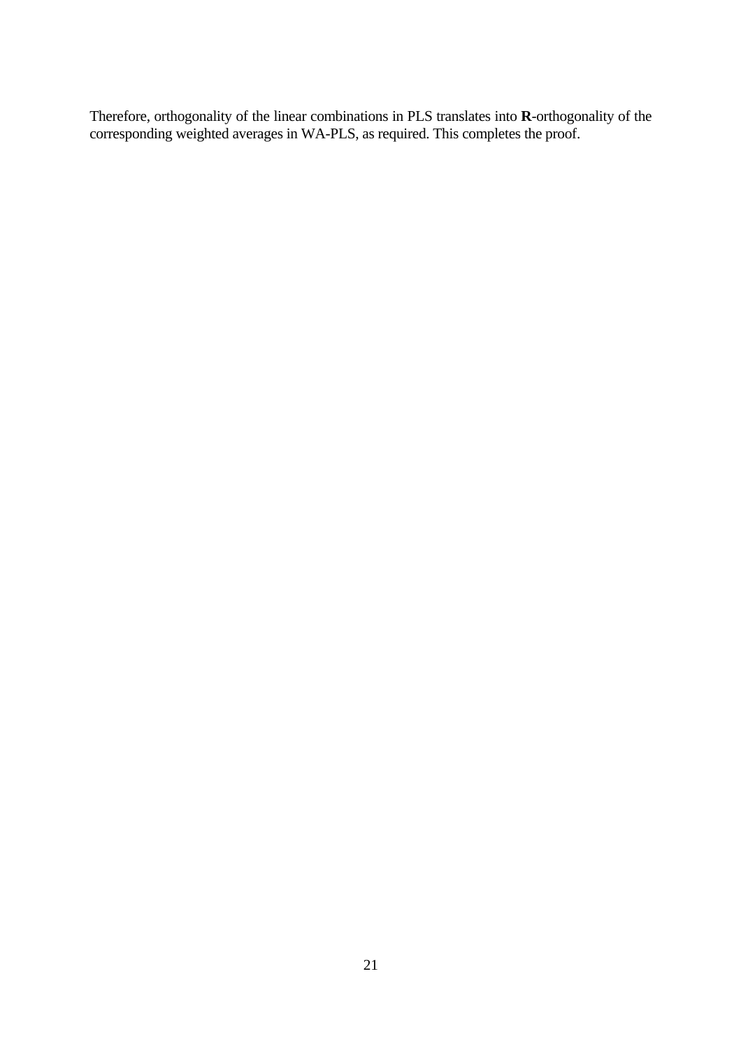Therefore, orthogonality of the linear combinations in PLS translates into **R**-orthogonality of the corresponding weighted averages in WA-PLS, as required. This completes the proof.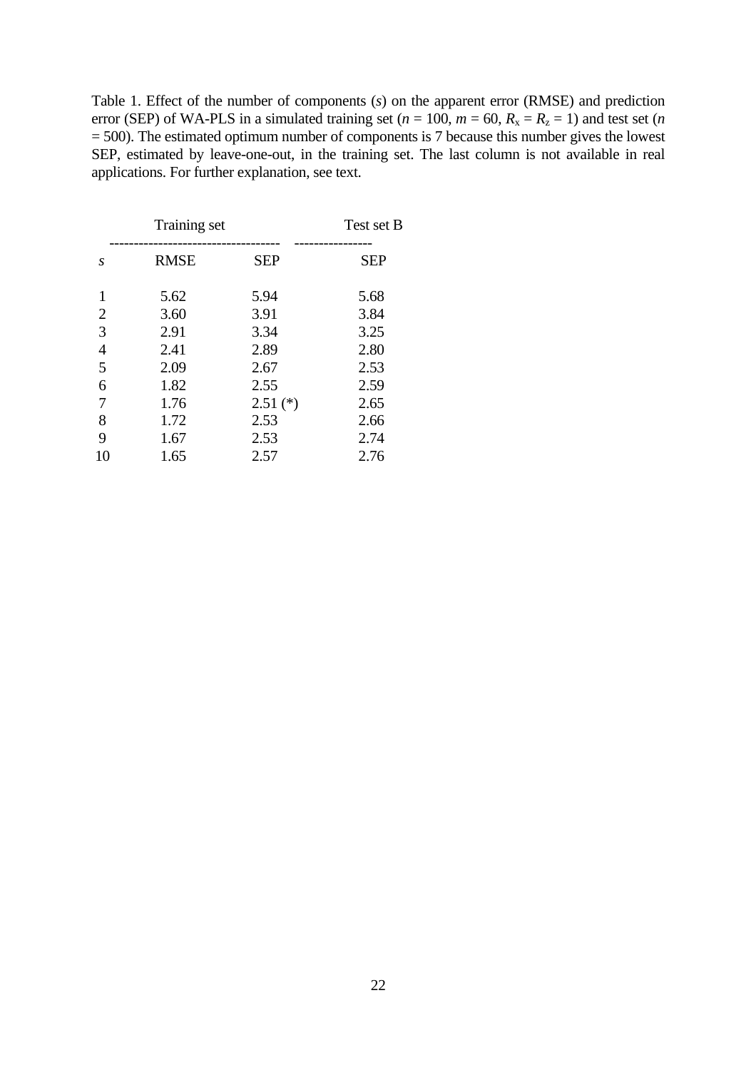Table 1. Effect of the number of components ($s$) on the apparent error (RMSE) and prediction error (SEP) of WA-PLS in a simulated training set ($n$ = 100, $m$ = 60, $R_x = R_z = 1$) and test set ($n$ = 500). The estimated optimum number of components is 7 because this number gives the lowest SEP, estimated by leave-one-out, in the training set. The last column is not available in real applications. For further explanation, see text.

| | Training set | | Test set B |
|---|---|---|---|
| $s$ | RMSE | SEP | SEP |
| 1 | 5.62 | 5.94 | 5.68 |
| 2 | 3.60 | 3.91 | 3.84 |
| 3 | 2.91 | 3.34 | 3.25 |
| 4 | 2.41 | 2.89 | 2.80 |
| 5 | 2.09 | 2.67 | 2.53 |
| 6 | 1.82 | 2.55 | 2.59 |
| 7 | 1.76 | 2.51 (*) | 2.65 |
| 8 | 1.72 | 2.53 | 2.66 |
| 9 | 1.67 | 2.53 | 2.74 |
| 10 | 1.65 | 2.57 | 2.76 |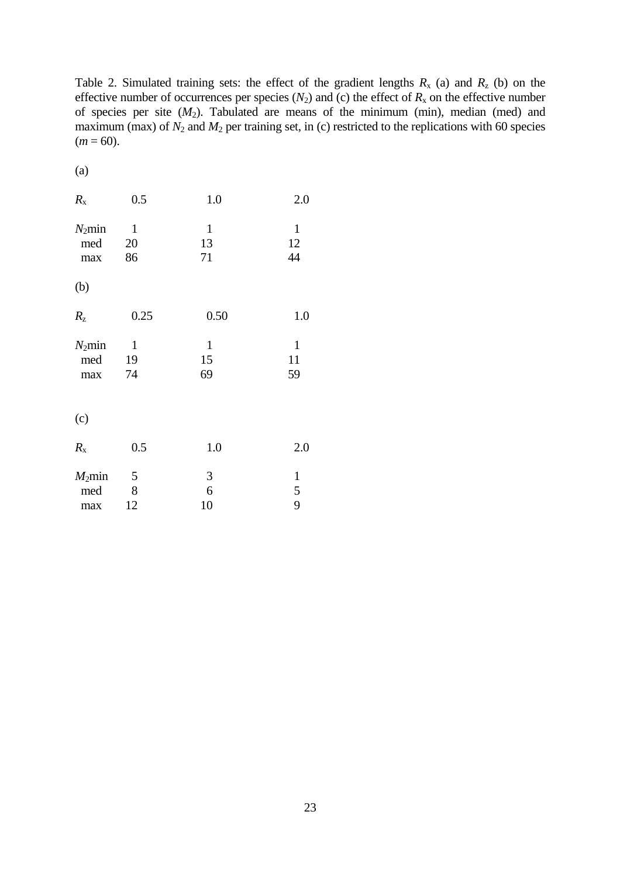Table 2. Simulated training sets: the effect of the gradient lengths $R_x$ (a) and $R_z$ (b) on the effective number of occurrences per species ($N_2$) and (c) the effect of $R_x$ on the effective number of species per site ($M_2$). Tabulated are means of the minimum (min), median (med) and maximum (max) of $N_2$ and $M_2$ per training set, in (c) restricted to the replications with 60 species ($m$ = 60).

(a)

| $R_x$ | 0.5 | 1.0 | 2.0 |
|---|---|---|---|
| $N_2$min | 1 | 1 | 1 |
| med | 20 | 13 | 12 |
| max | 86 | 71 | 44 |

(b)

| $R_z$ | 0.25 | 0.50 | 1.0 |
|---|---|---|---|
| $N_2$min | 1 | 1 | 1 |
| med | 19 | 15 | 11 |
| max | 74 | 69 | 59 |

(c)

| $R_x$ | 0.5 | 1.0 | 2.0 |
|---|---|---|---|
| $M_2$min | 5 | 3 | 1 |
| med | 8 | 6 | 5 |
| max | 12 | 10 | 9 |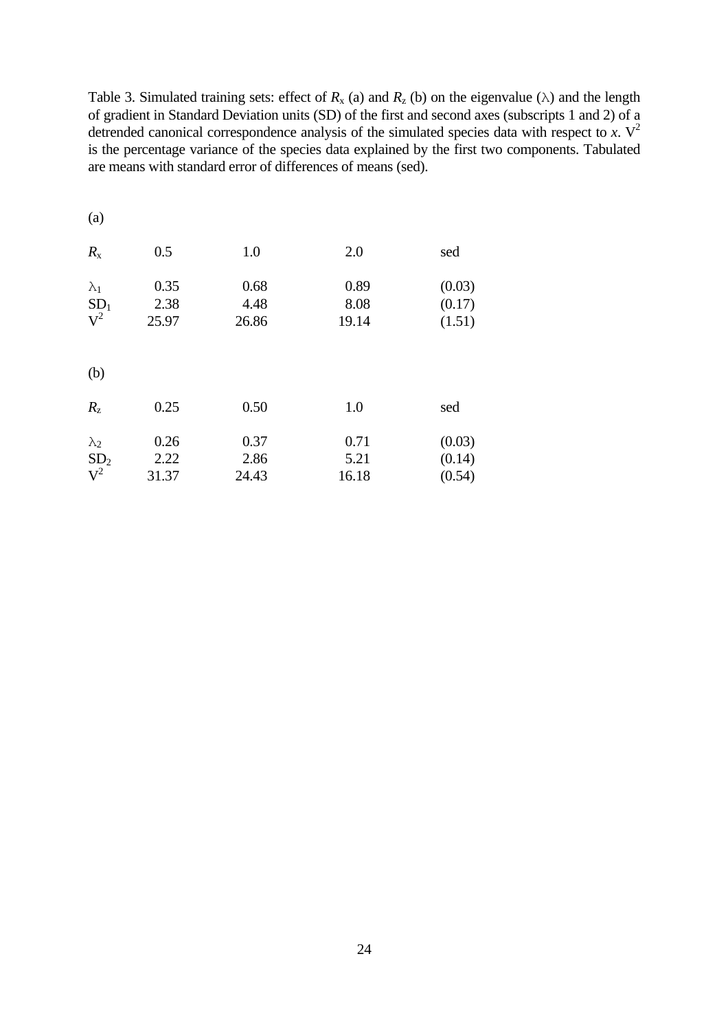Table 3. Simulated training sets: effect of $R_x$ (a) and $R_z$ (b) on the eigenvalue ($\lambda$) and the length of gradient in Standard Deviation units (SD) of the first and second axes (subscripts 1 and 2) of a detrended canonical correspondence analysis of the simulated species data with respect to *x*. $V^2$ is the percentage variance of the species data explained by the first two components. Tabulated are means with standard error of differences of means (sed).

(a)

| $R_x$ | 0.5 | 1.0 | 2.0 | sed |
|---|---|---|---|---|
| $\lambda_1$ | 0.35 | 0.68 | 0.89 | (0.03) |
| $SD_1$ | 2.38 | 4.48 | 8.08 | (0.17) |
| $V^2$ | 25.97 | 26.86 | 19.14 | (1.51) |

(b)

| $R_z$ | 0.25 | 0.50 | 1.0 | sed |
|---|---|---|---|---|
| $\lambda_2$ | 0.26 | 0.37 | 0.71 | (0.03) |
| $SD_2$ | 2.22 | 2.86 | 5.21 | (0.14) |
| $V^2$ | 31.37 | 24.43 | 16.18 | (0.54) |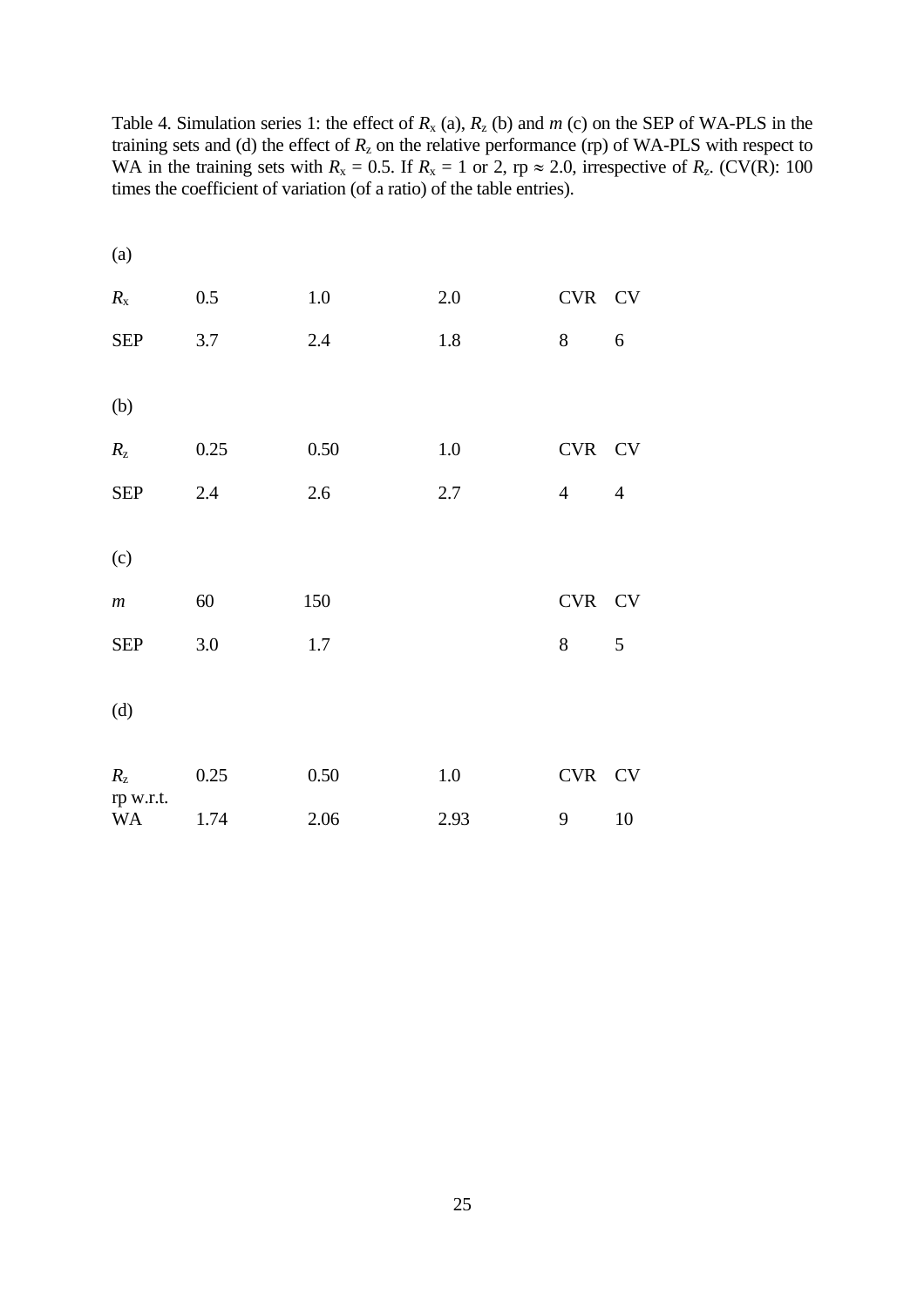Table 4. Simulation series 1: the effect of $R_x$ (a), $R_z$ (b) and $m$ (c) on the SEP of WA-PLS in the training sets and (d) the effect of $R_z$ on the relative performance (rp) of WA-PLS with respect to WA in the training sets with $R_x$ = 0.5. If $R_x$ = 1 or 2, rp ≈ 2.0, irrespective of $R_z$. (CV(R): 100 times the coefficient of variation (of a ratio) of the table entries).

(a)

| $R_x$ | 0.5 | 1.0 | 2.0 | CVR | CV |
|---|---|---|---|---|---|
| SEP | 3.7 | 2.4 | 1.8 | 8 | 6 |

(b)

| $R_z$ | 0.25 | 0.50 | 1.0 | CVR | CV |
|---|---|---|---|---|---|
| SEP | 2.4 | 2.6 | 2.7 | 4 | 4 |

(c)

| $m$ | 60 | 150 | | CVR | CV |
|---|---|---|---|---|---|
| SEP | 3.0 | 1.7 | | 8 | 5 |

(d)

| $R_z$ | 0.25 | 0.50 | 1.0 | CVR | CV |
|---|---|---|---|---|---|
| rp w.r.t. WA | 1.74 | 2.06 | 2.93 | 9 | 10 |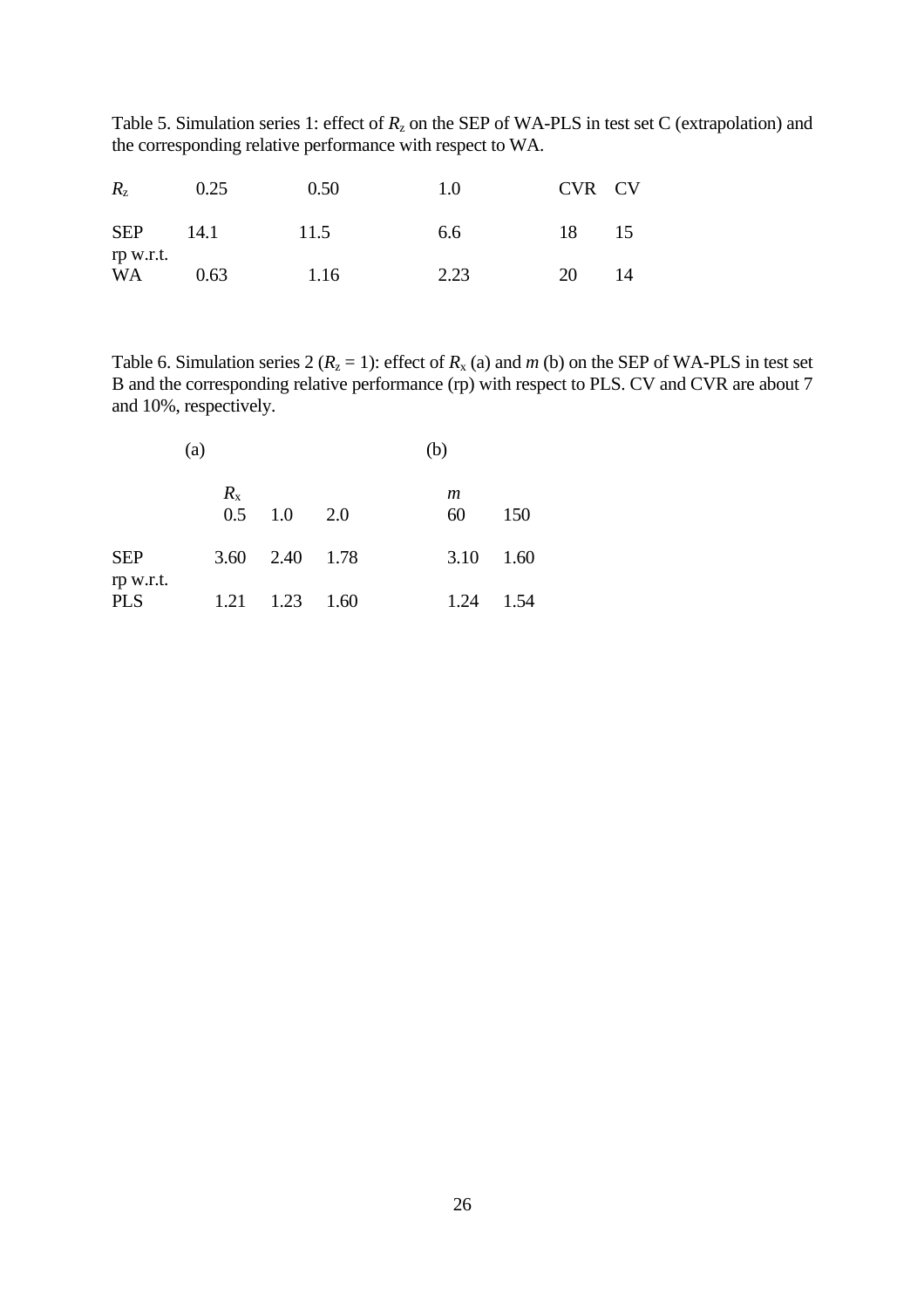Table 5. Simulation series 1: effect of $R_z$ on the SEP of WA-PLS in test set C (extrapolation) and the corresponding relative performance with respect to WA.

| $R_z$ | 0.25 | 0.50 | 1.0 | CVR | CV |
|---|---|---|---|---|---|
| SEP | 14.1 | 11.5 | 6.6 | 18 | 15 |
| rp w.r.t. WA | 0.63 | 1.16 | 2.23 | 20 | 14 |

Table 6. Simulation series 2 ($R_z$ = 1): effect of $R_x$ (a) and $m$ (b) on the SEP of WA-PLS in test set B and the corresponding relative performance (rp) with respect to PLS. CV and CVR are about 7 and 10%, respectively.

| | (a) | | | (b) | |
|---|---|---|---|---|---|
| | $R_x$ | | | $m$ | |
| | 0.5 | 1.0 | 2.0 | 60 | 150 |
| SEP | 3.60 | 2.40 | 1.78 | 3.10 | 1.60 |
| rp w.r.t. PLS | 1.21 | 1.23 | 1.60 | 1.24 | 1.54 |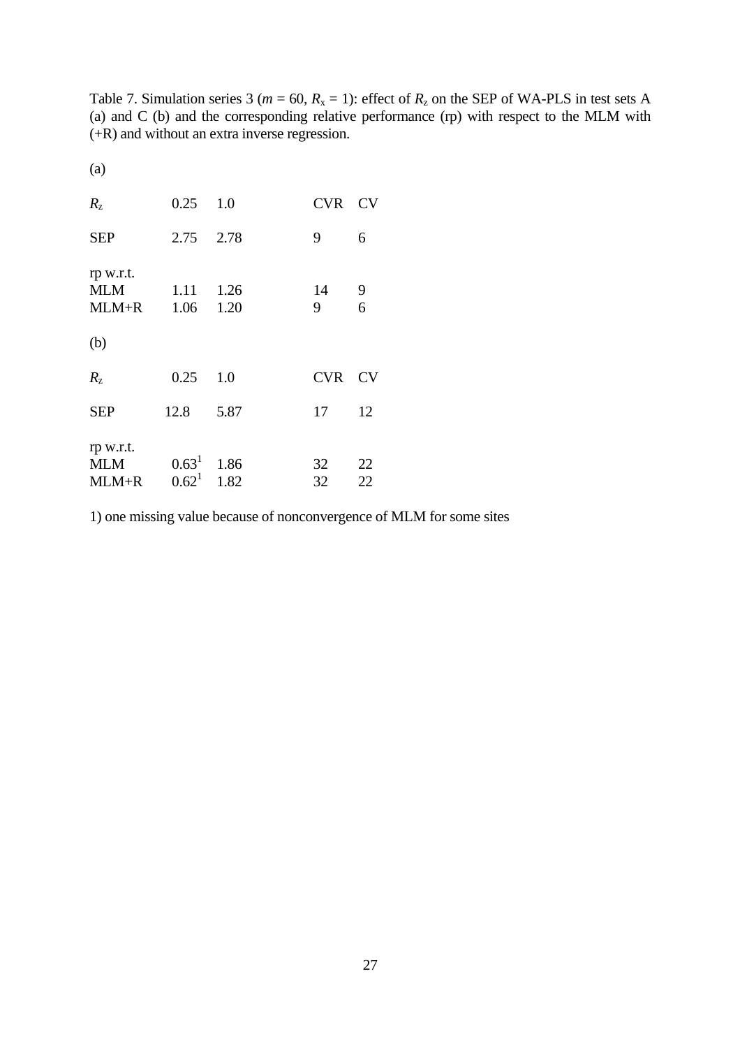Table 7. Simulation series 3 ($m$ = 60, $R_x$ = 1): effect of $R_z$ on the SEP of WA-PLS in test sets A (a) and C (b) and the corresponding relative performance (rp) with respect to the MLM with (+R) and without an extra inverse regression.

(a)

| $R_z$ | 0.25 | 1.0 | CVR | CV |
|---|---|---|---|---|
| SEP | 2.75 | 2.78 | 9 | 6 |
| rp w.r.t. | | | | |
| MLM | 1.11 | 1.26 | 14 | 9 |
| MLM+R | 1.06 | 1.20 | 9 | 6 |

(b)

| $R_z$ | 0.25 | 1.0 | CVR | CV |
|---|---|---|---|---|
| SEP | 12.8 | 5.87 | 17 | 12 |
| rp w.r.t. | | | | |
| MLM | 0.63[1] | 1.86 | 32 | 22 |
| MLM+R | 0.62[1] | 1.82 | 32 | 22 |

1) one missing value because of nonconvergence of MLM for some sites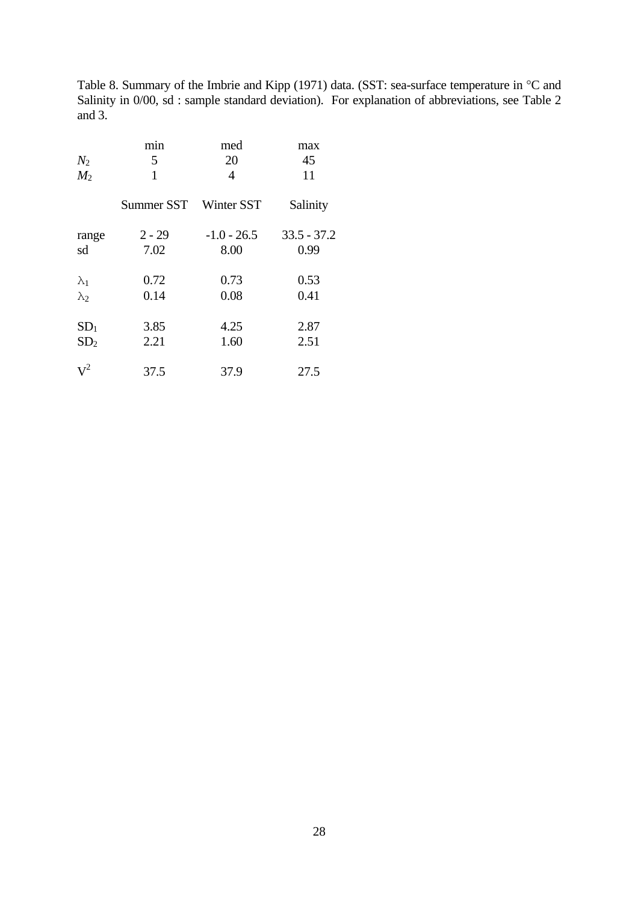Table 8. Summary of the Imbrie and Kipp (1971) data. (SST: sea-surface temperature in °C and Salinity in 0/00, sd : sample standard deviation). For explanation of abbreviations, see Table 2 and 3.

| | min | med | max |
|---|---|---|---|
| $N_2$ | 5 | 20 | 45 |
| $M_2$ | 1 | 4 | 11 |

| | Summer SST | Winter SST | Salinity |
|---|---|---|---|
| range | 2 - 29 | -1.0 - 26.5 | 33.5 - 37.2 |
| sd | 7.02 | 8.00 | 0.99 |
| $\lambda_1$ | 0.72 | 0.73 | 0.53 |
| $\lambda_2$ | 0.14 | 0.08 | 0.41 |
| $SD_1$ | 3.85 | 4.25 | 2.87 |
| $SD_2$ | 2.21 | 1.60 | 2.51 |
| $V^2$ | 37.5 | 37.9 | 27.5 |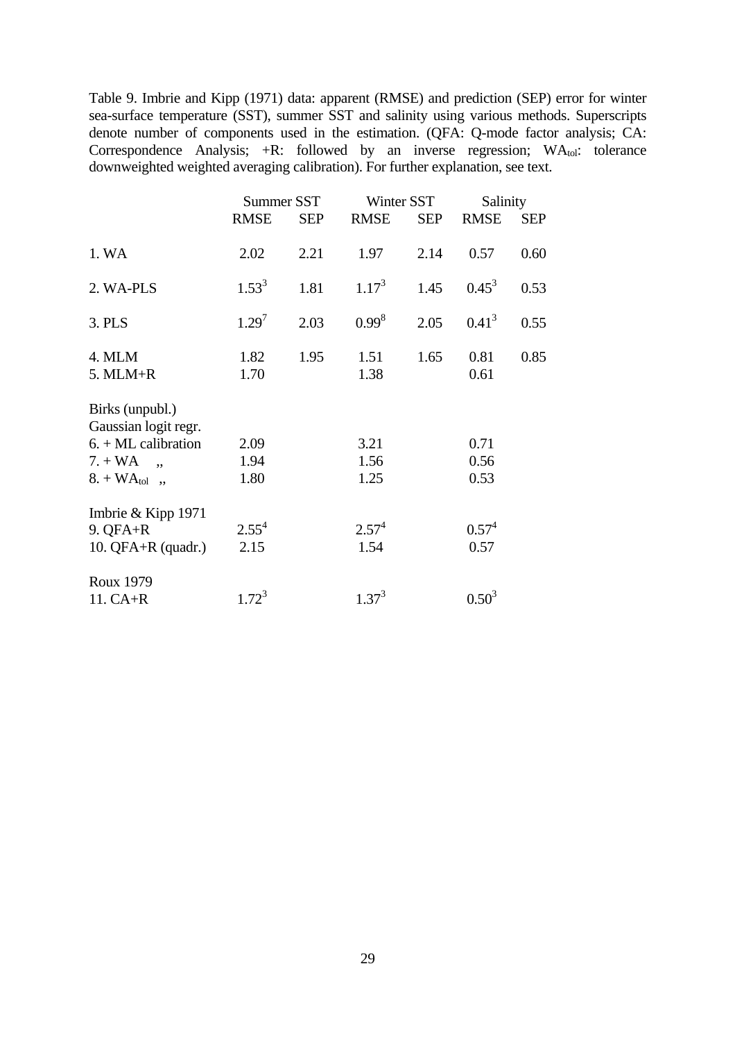Table 9. Imbrie and Kipp (1971) data: apparent (RMSE) and prediction (SEP) error for winter sea-surface temperature (SST), summer SST and salinity using various methods. Superscripts denote number of components used in the estimation. (QFA: Q-mode factor analysis; CA: Correspondence Analysis; +R: followed by an inverse regression; $WA_{tol}$: tolerance downweighted weighted averaging calibration). For further explanation, see text.

| | Summer SST | | Winter SST | | Salinity | |
|---|---|---|---|---|---|---|
| | RMSE | SEP | RMSE | SEP | RMSE | SEP |
| 1. WA | 2.02 | 2.21 | 1.97 | 2.14 | 0.57 | 0.60 |
| 2. WA-PLS | $1.53^3$ | 1.81 | $1.17^3$ | 1.45 | $0.45^3$ | 0.53 |
| 3. PLS | $1.29^7$ | 2.03 | $0.99^8$ | 2.05 | $0.41^3$ | 0.55 |
| 4. MLM | 1.82 | 1.95 | 1.51 | 1.65 | 0.81 | 0.85 |
| 5. MLM+R | 1.70 | | 1.38 | | 0.61 | |
| Birks (unpubl.) Gaussian logit regr. | | | | | | |
| 6. + ML calibration | 2.09 | | 3.21 | | 0.71 | |
| 7. + WA ,, | 1.94 | | 1.56 | | 0.56 | |
| 8. + $WA_{tol}$ ,, | 1.80 | | 1.25 | | 0.53 | |
| Imbrie & Kipp 1971 | | | | | | |
| 9. QFA+R | $2.55^4$ | | $2.57^4$ | | $0.57^4$ | |
| 10. QFA+R (quadr.) | 2.15 | | 1.54 | | 0.57 | |
| Roux 1979 | | | | | | |
| 11. CA+R | $1.72^3$ | | $1.37^3$ | | $0.50^3$ | |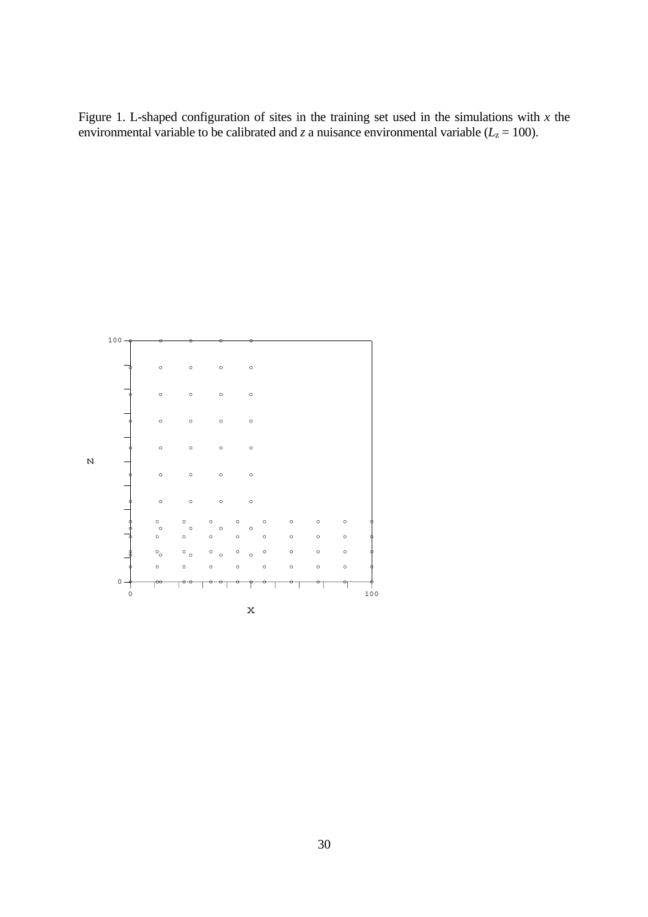Figure 1. L-shaped configuration of sites in the training set used in the simulations with $x$ the environmental variable to be calibrated and $z$ a nuisance environmental variable ($L_z = 100$).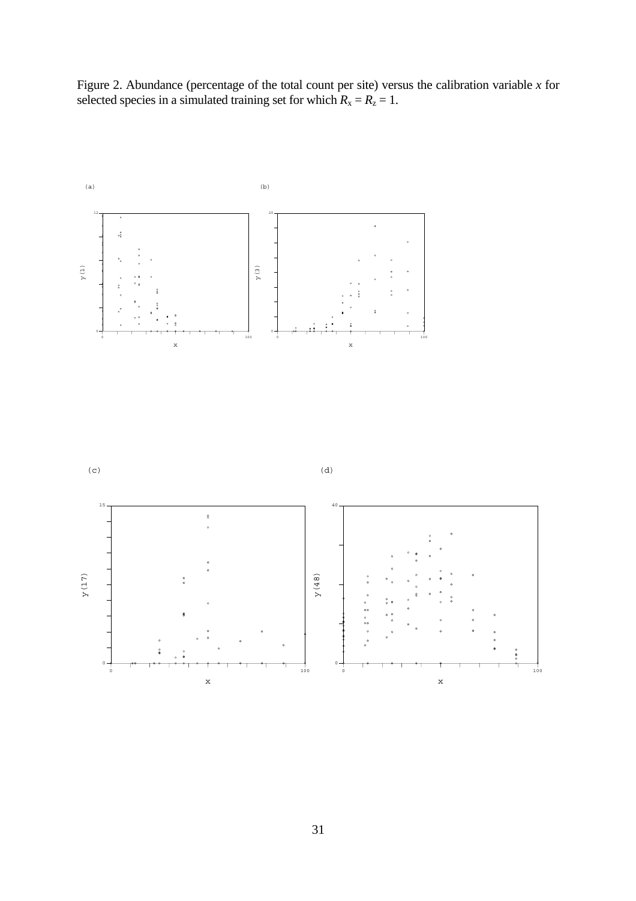Figure 2. Abundance (percentage of the total count per site) versus the calibration variable $x$ for selected species in a simulated training set for which $R_x = R_z = 1$.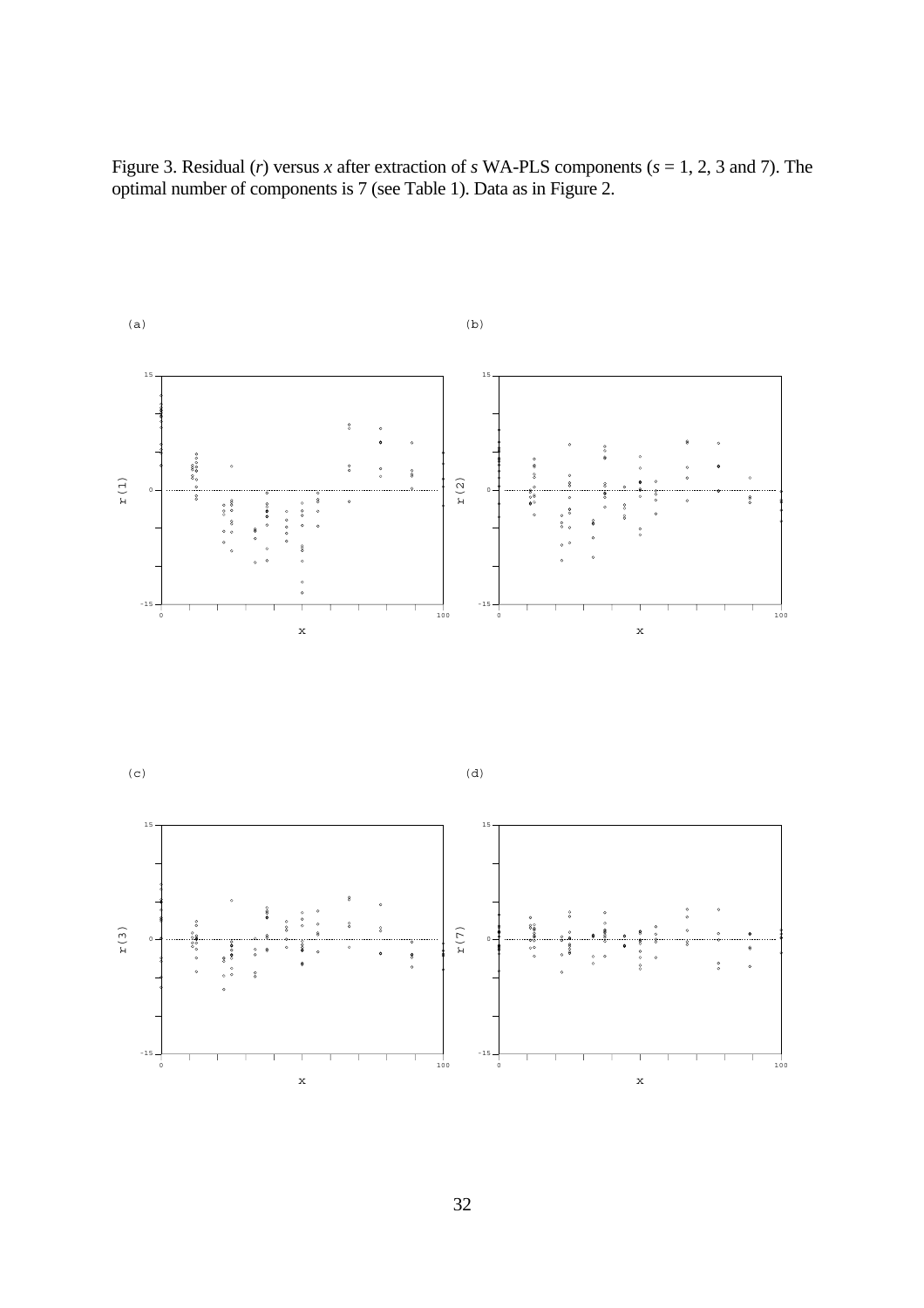Figure 3. Residual ($r$) versus $x$ after extraction of $s$ WA-PLS components ($s$ = 1, 2, 3 and 7). The optimal number of components is 7 (see Table 1). Data as in Figure 2.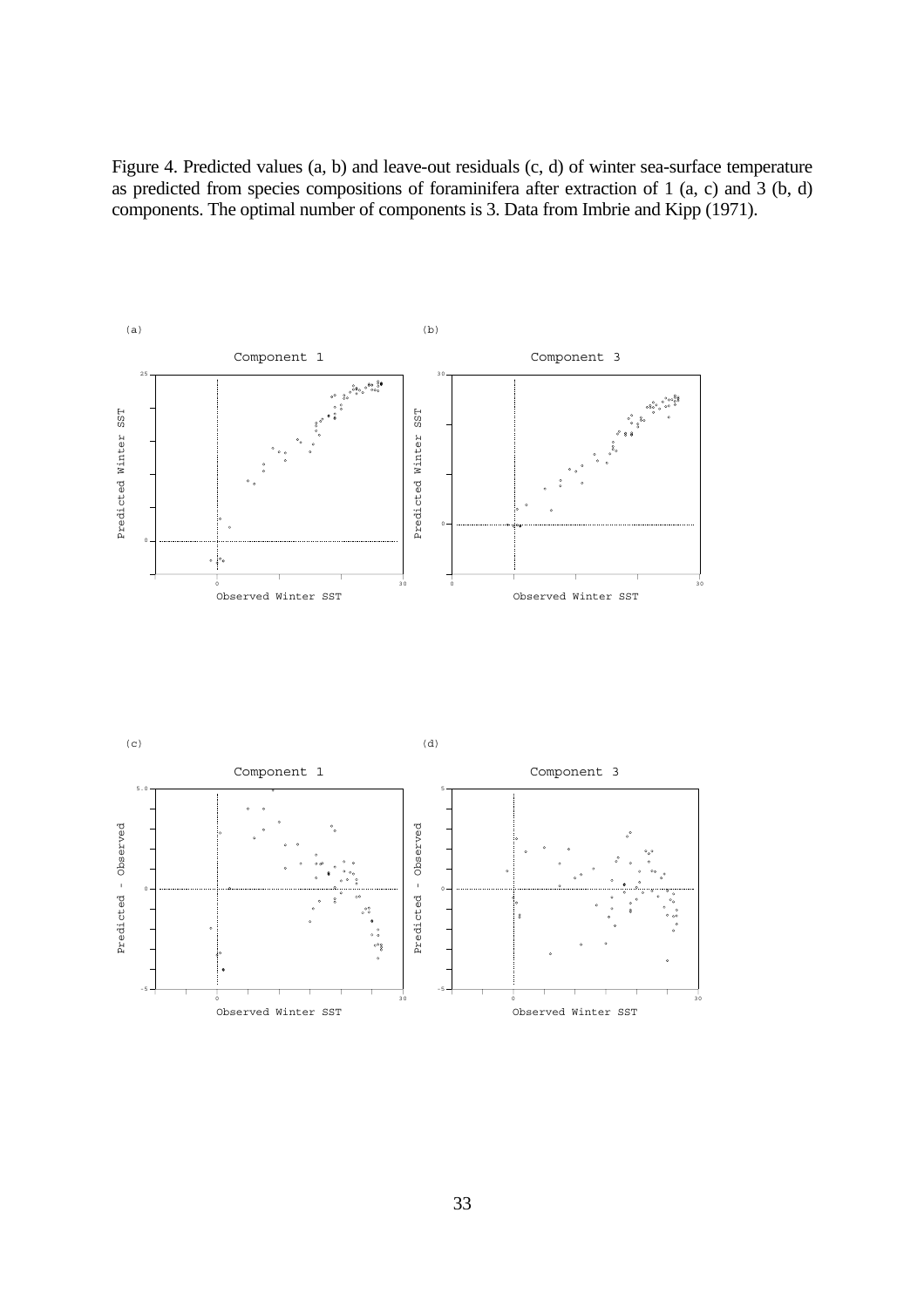Figure 4. Predicted values (a, b) and leave-out residuals (c, d) of winter sea-surface temperature as predicted from species compositions of foraminifera after extraction of 1 (a, c) and 3 (b, d) components. The optimal number of components is 3. Data from Imbrie and Kipp (1971).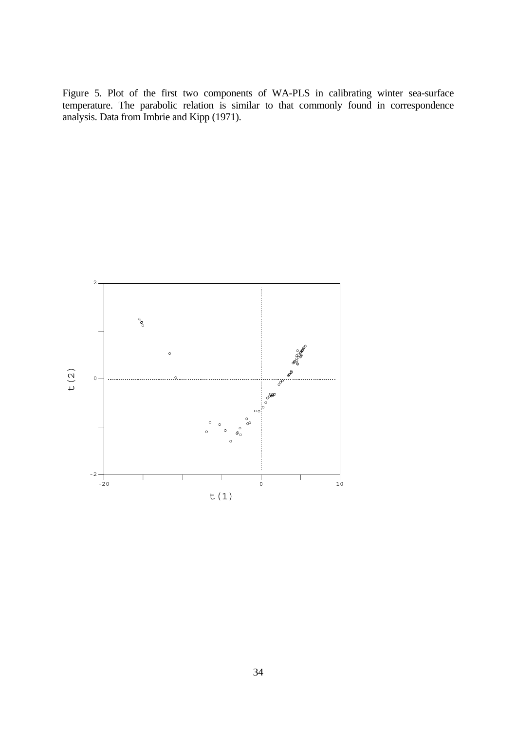Figure 5. Plot of the first two components of WA-PLS in calibrating winter sea-surface temperature. The parabolic relation is similar to that commonly found in correspondence analysis. Data from Imbrie and Kipp (1971).

t(2)

2

0

-2

-20

0

10

t(1)